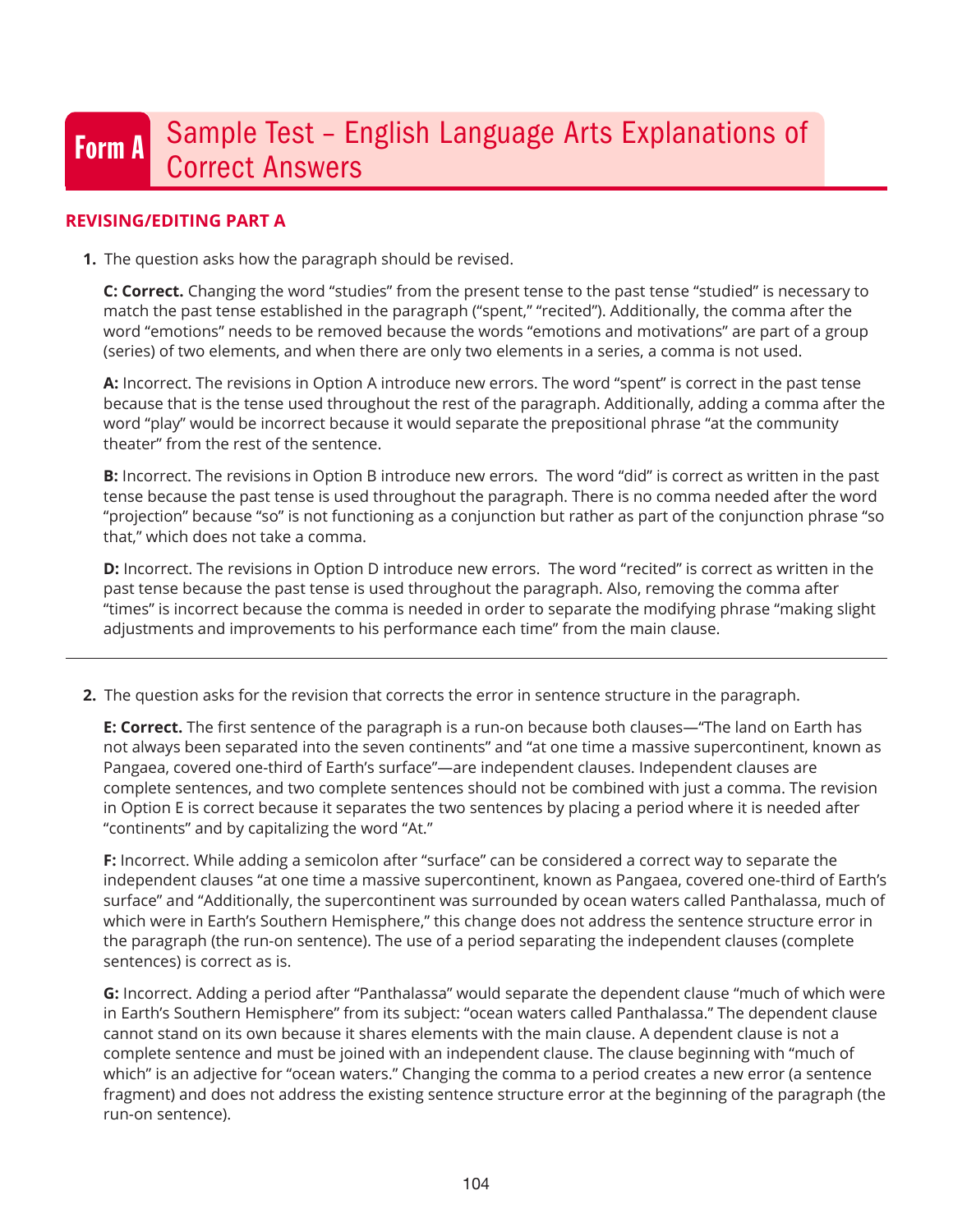# Form A Sample Test – English Language Arts Explanations of Correct Answers

## REVISING/EDITING PART A

**1.** The question asks how the paragraph should be revised.

**C: Correct.** Changing the word "studies" from the present tense to the past tense "studied" is necessary to match the past tense established in the paragraph ("spent," "recited"). Additionally, the comma after the word "emotions" needs to be removed because the words "emotions and motivations" are part of a group (series) of two elements, and when there are only two elements in a series, a comma is not used.

**A:** Incorrect. The revisions in Option A introduce new errors. The word "spent" is correct in the past tense because that is the tense used throughout the rest of the paragraph. Additionally, adding a comma after the word "play" would be incorrect because it would separate the prepositional phrase "at the community theater" from the rest of the sentence.

**B:** Incorrect. The revisions in Option B introduce new errors. The word "did" is correct as written in the past tense because the past tense is used throughout the paragraph. There is no comma needed after the word "projection" because "so" is not functioning as a conjunction but rather as part of the conjunction phrase "so that," which does not take a comma.

**D:** Incorrect. The revisions in Option D introduce new errors. The word "recited" is correct as written in the past tense because the past tense is used throughout the paragraph. Also, removing the comma after "times" is incorrect because the comma is needed in order to separate the modifying phrase "making slight adjustments and improvements to his performance each time" from the main clause.

---

**2.** The question asks for the revision that corrects the error in sentence structure in the paragraph.

**E: Correct.** The first sentence of the paragraph is a run-on because both clauses—"The land on Earth has not always been separated into the seven continents" and "at one time a massive supercontinent, known as Pangaea, covered one-third of Earth's surface"—are independent clauses. Independent clauses are complete sentences, and two complete sentences should not be combined with just a comma. The revision in Option E is correct because it separates the two sentences by placing a period where it is needed after "continents" and by capitalizing the word "At."

**F:** Incorrect. While adding a semicolon after "surface" can be considered a correct way to separate the independent clauses "at one time a massive supercontinent, known as Pangaea, covered one-third of Earth's surface" and "Additionally, the supercontinent was surrounded by ocean waters called Panthalassa, much of which were in Earth's Southern Hemisphere," this change does not address the sentence structure error in the paragraph (the run-on sentence). The use of a period separating the independent clauses (complete sentences) is correct as is.

**G:** Incorrect. Adding a period after "Panthalassa" would separate the dependent clause "much of which were in Earth's Southern Hemisphere" from its subject: "ocean waters called Panthalassa." The dependent clause cannot stand on its own because it shares elements with the main clause. A dependent clause is not a complete sentence and must be joined with an independent clause. The clause beginning with "much of which" is an adjective for "ocean waters." Changing the comma to a period creates a new error (a sentence fragment) and does not address the existing sentence structure error at the beginning of the paragraph (the run-on sentence).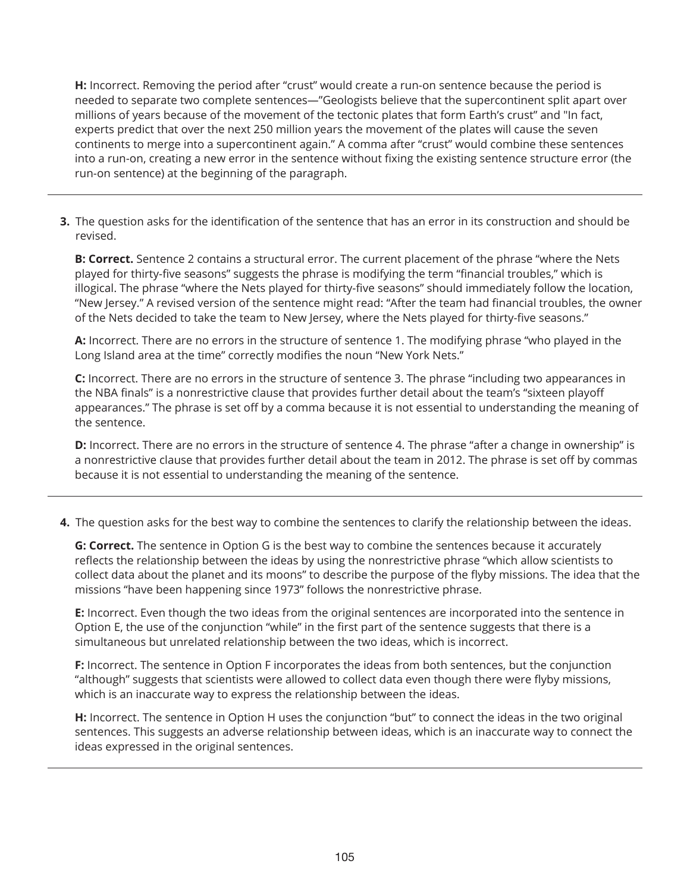**H:** Incorrect. Removing the period after "crust" would create a run-on sentence because the period is needed to separate two complete sentences—"Geologists believe that the supercontinent split apart over millions of years because of the movement of the tectonic plates that form Earth's crust" and "In fact, experts predict that over the next 250 million years the movement of the plates will cause the seven continents to merge into a supercontinent again." A comma after "crust" would combine these sentences into a run-on, creating a new error in the sentence without fixing the existing sentence structure error (the run-on sentence) at the beginning of the paragraph.

---

**3.** The question asks for the identification of the sentence that has an error in its construction and should be revised.

**B: Correct.** Sentence 2 contains a structural error. The current placement of the phrase "where the Nets played for thirty-five seasons" suggests the phrase is modifying the term "financial troubles," which is illogical. The phrase "where the Nets played for thirty-five seasons" should immediately follow the location, "New Jersey." A revised version of the sentence might read: "After the team had financial troubles, the owner of the Nets decided to take the team to New Jersey, where the Nets played for thirty-five seasons."

**A:** Incorrect. There are no errors in the structure of sentence 1. The modifying phrase "who played in the Long Island area at the time" correctly modifies the noun "New York Nets."

**C:** Incorrect. There are no errors in the structure of sentence 3. The phrase "including two appearances in the NBA finals" is a nonrestrictive clause that provides further detail about the team's "sixteen playoff appearances." The phrase is set off by a comma because it is not essential to understanding the meaning of the sentence.

**D:** Incorrect. There are no errors in the structure of sentence 4. The phrase "after a change in ownership" is a nonrestrictive clause that provides further detail about the team in 2012. The phrase is set off by commas because it is not essential to understanding the meaning of the sentence.

---

**4.** The question asks for the best way to combine the sentences to clarify the relationship between the ideas.

**G: Correct.** The sentence in Option G is the best way to combine the sentences because it accurately reflects the relationship between the ideas by using the nonrestrictive phrase "which allow scientists to collect data about the planet and its moons" to describe the purpose of the flyby missions. The idea that the missions "have been happening since 1973" follows the nonrestrictive phrase.

**E:** Incorrect. Even though the two ideas from the original sentences are incorporated into the sentence in Option E, the use of the conjunction "while" in the first part of the sentence suggests that there is a simultaneous but unrelated relationship between the two ideas, which is incorrect.

**F:** Incorrect. The sentence in Option F incorporates the ideas from both sentences, but the conjunction "although" suggests that scientists were allowed to collect data even though there were flyby missions, which is an inaccurate way to express the relationship between the ideas.

**H:** Incorrect. The sentence in Option H uses the conjunction "but" to connect the ideas in the two original sentences. This suggests an adverse relationship between ideas, which is an inaccurate way to connect the ideas expressed in the original sentences.

---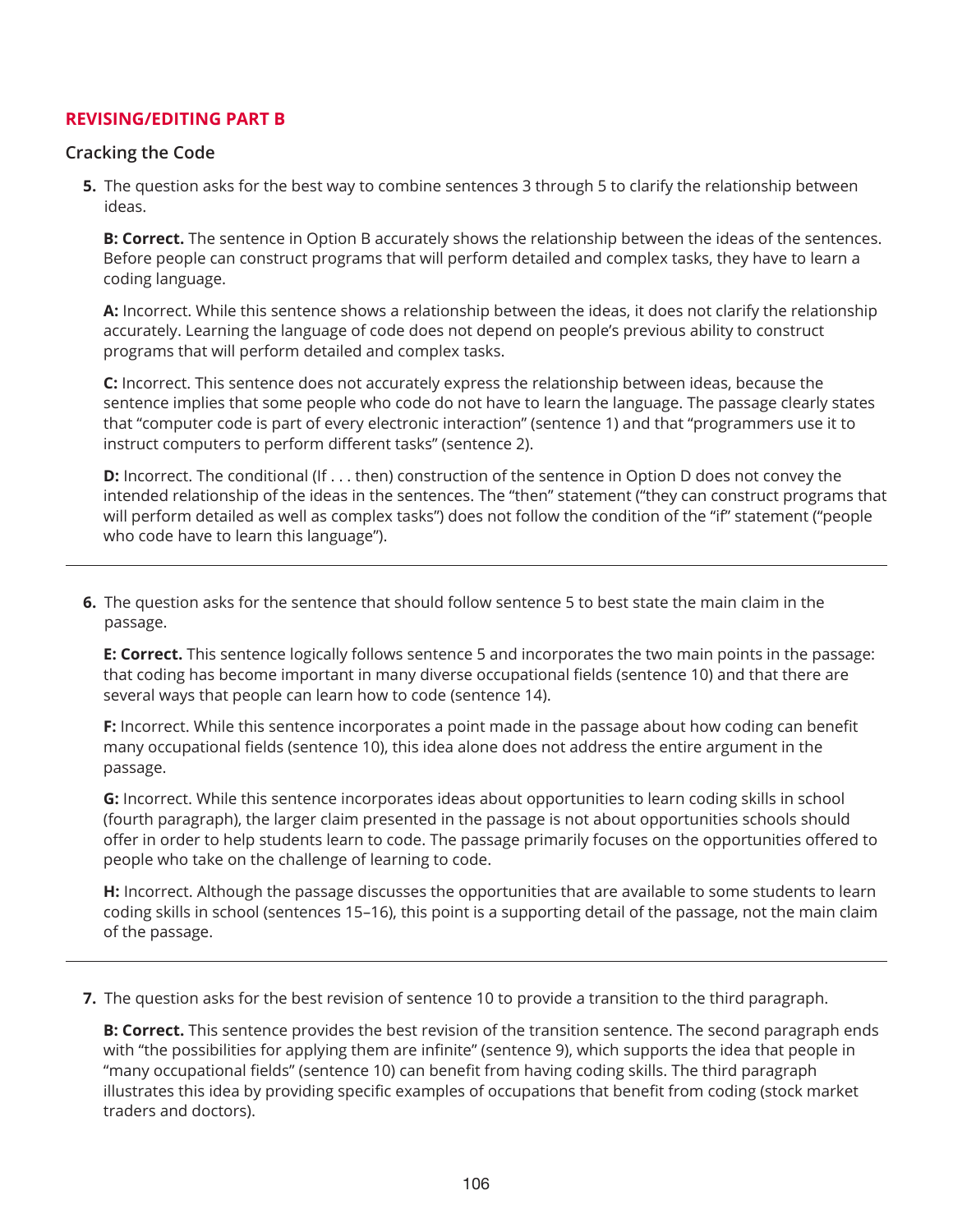## REVISING/EDITING PART B

### Cracking the Code

**5.** The question asks for the best way to combine sentences 3 through 5 to clarify the relationship between ideas.

**B: Correct.** The sentence in Option B accurately shows the relationship between the ideas of the sentences. Before people can construct programs that will perform detailed and complex tasks, they have to learn a coding language.

**A:** Incorrect. While this sentence shows a relationship between the ideas, it does not clarify the relationship accurately. Learning the language of code does not depend on people's previous ability to construct programs that will perform detailed and complex tasks.

**C:** Incorrect. This sentence does not accurately express the relationship between ideas, because the sentence implies that some people who code do not have to learn the language. The passage clearly states that "computer code is part of every electronic interaction" (sentence 1) and that "programmers use it to instruct computers to perform different tasks" (sentence 2).

**D:** Incorrect. The conditional (If . . . then) construction of the sentence in Option D does not convey the intended relationship of the ideas in the sentences. The "then" statement ("they can construct programs that will perform detailed as well as complex tasks") does not follow the condition of the "if" statement ("people who code have to learn this language").

---

**6.** The question asks for the sentence that should follow sentence 5 to best state the main claim in the passage.

**E: Correct.** This sentence logically follows sentence 5 and incorporates the two main points in the passage: that coding has become important in many diverse occupational fields (sentence 10) and that there are several ways that people can learn how to code (sentence 14).

**F:** Incorrect. While this sentence incorporates a point made in the passage about how coding can benefit many occupational fields (sentence 10), this idea alone does not address the entire argument in the passage.

**G:** Incorrect. While this sentence incorporates ideas about opportunities to learn coding skills in school (fourth paragraph), the larger claim presented in the passage is not about opportunities schools should offer in order to help students learn to code. The passage primarily focuses on the opportunities offered to people who take on the challenge of learning to code.

**H:** Incorrect. Although the passage discusses the opportunities that are available to some students to learn coding skills in school (sentences 15–16), this point is a supporting detail of the passage, not the main claim of the passage.

---

**7.** The question asks for the best revision of sentence 10 to provide a transition to the third paragraph.

**B: Correct.** This sentence provides the best revision of the transition sentence. The second paragraph ends with "the possibilities for applying them are infinite" (sentence 9), which supports the idea that people in "many occupational fields" (sentence 10) can benefit from having coding skills. The third paragraph illustrates this idea by providing specific examples of occupations that benefit from coding (stock market traders and doctors).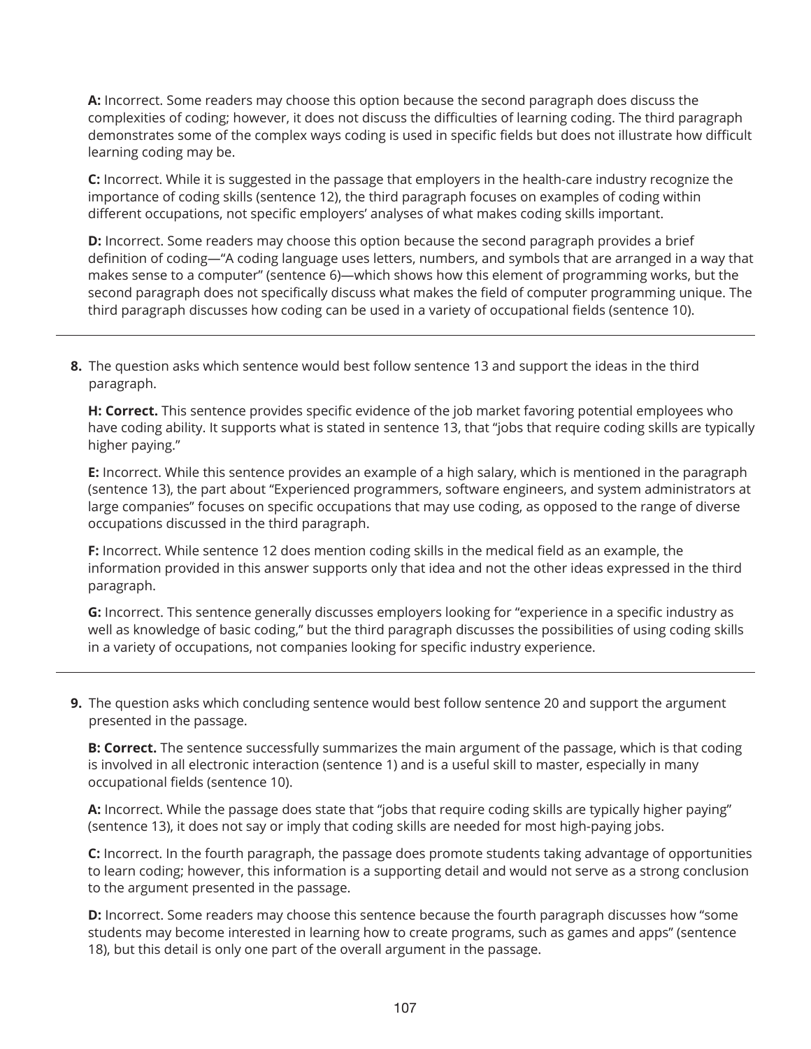**A:** Incorrect. Some readers may choose this option because the second paragraph does discuss the complexities of coding; however, it does not discuss the difficulties of learning coding. The third paragraph demonstrates some of the complex ways coding is used in specific fields but does not illustrate how difficult learning coding may be.

**C:** Incorrect. While it is suggested in the passage that employers in the health-care industry recognize the importance of coding skills (sentence 12), the third paragraph focuses on examples of coding within different occupations, not specific employers' analyses of what makes coding skills important.

**D:** Incorrect. Some readers may choose this option because the second paragraph provides a brief definition of coding—"A coding language uses letters, numbers, and symbols that are arranged in a way that makes sense to a computer" (sentence 6)—which shows how this element of programming works, but the second paragraph does not specifically discuss what makes the field of computer programming unique. The third paragraph discusses how coding can be used in a variety of occupational fields (sentence 10).

---

**8.** The question asks which sentence would best follow sentence 13 and support the ideas in the third paragraph.

**H: Correct.** This sentence provides specific evidence of the job market favoring potential employees who have coding ability. It supports what is stated in sentence 13, that "jobs that require coding skills are typically higher paying."

**E:** Incorrect. While this sentence provides an example of a high salary, which is mentioned in the paragraph (sentence 13), the part about "Experienced programmers, software engineers, and system administrators at large companies" focuses on specific occupations that may use coding, as opposed to the range of diverse occupations discussed in the third paragraph.

**F:** Incorrect. While sentence 12 does mention coding skills in the medical field as an example, the information provided in this answer supports only that idea and not the other ideas expressed in the third paragraph.

**G:** Incorrect. This sentence generally discusses employers looking for "experience in a specific industry as well as knowledge of basic coding," but the third paragraph discusses the possibilities of using coding skills in a variety of occupations, not companies looking for specific industry experience.

---

**9.** The question asks which concluding sentence would best follow sentence 20 and support the argument presented in the passage.

**B: Correct.** The sentence successfully summarizes the main argument of the passage, which is that coding is involved in all electronic interaction (sentence 1) and is a useful skill to master, especially in many occupational fields (sentence 10).

**A:** Incorrect. While the passage does state that "jobs that require coding skills are typically higher paying" (sentence 13), it does not say or imply that coding skills are needed for most high-paying jobs.

**C:** Incorrect. In the fourth paragraph, the passage does promote students taking advantage of opportunities to learn coding; however, this information is a supporting detail and would not serve as a strong conclusion to the argument presented in the passage.

**D:** Incorrect. Some readers may choose this sentence because the fourth paragraph discusses how "some students may become interested in learning how to create programs, such as games and apps" (sentence 18), but this detail is only one part of the overall argument in the passage.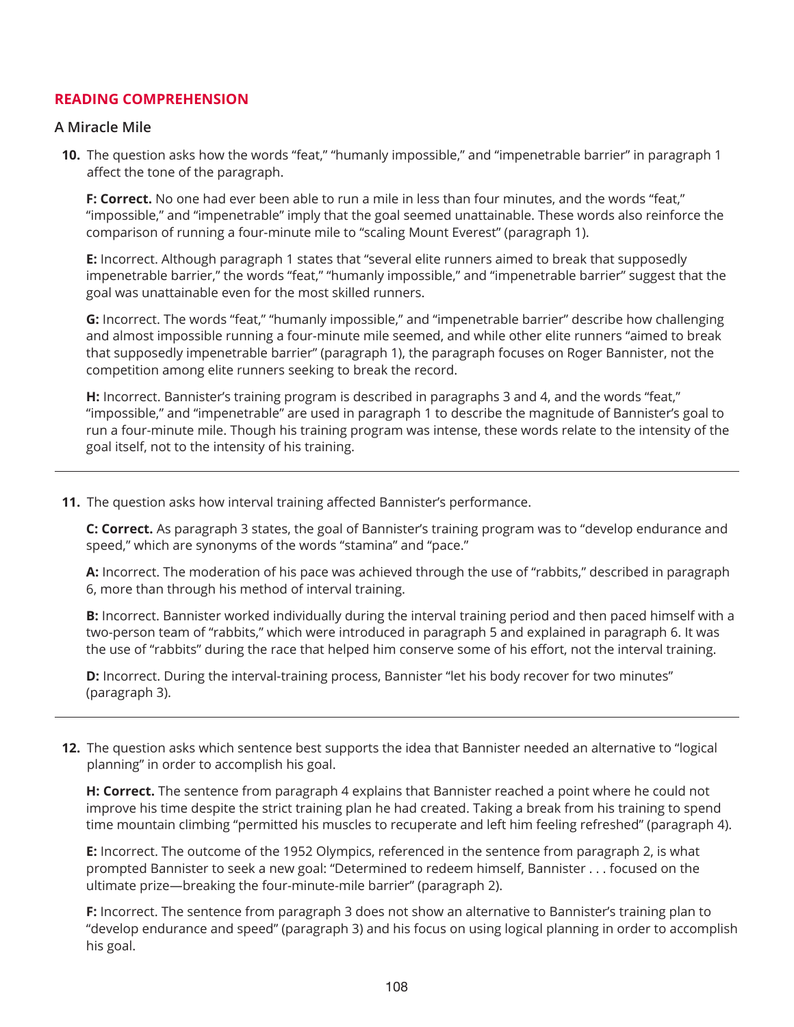## READING COMPREHENSION

### A Miracle Mile

**10.** The question asks how the words "feat," "humanly impossible," and "impenetrable barrier" in paragraph 1 affect the tone of the paragraph.

**F: Correct.** No one had ever been able to run a mile in less than four minutes, and the words "feat," "impossible," and "impenetrable" imply that the goal seemed unattainable. These words also reinforce the comparison of running a four-minute mile to "scaling Mount Everest" (paragraph 1).

**E:** Incorrect. Although paragraph 1 states that "several elite runners aimed to break that supposedly impenetrable barrier," the words "feat," "humanly impossible," and "impenetrable barrier" suggest that the goal was unattainable even for the most skilled runners.

**G:** Incorrect. The words "feat," "humanly impossible," and "impenetrable barrier" describe how challenging and almost impossible running a four-minute mile seemed, and while other elite runners "aimed to break that supposedly impenetrable barrier" (paragraph 1), the paragraph focuses on Roger Bannister, not the competition among elite runners seeking to break the record.

**H:** Incorrect. Bannister's training program is described in paragraphs 3 and 4, and the words "feat," "impossible," and "impenetrable" are used in paragraph 1 to describe the magnitude of Bannister's goal to run a four-minute mile. Though his training program was intense, these words relate to the intensity of the goal itself, not to the intensity of his training.

---

**11.** The question asks how interval training affected Bannister's performance.

**C: Correct.** As paragraph 3 states, the goal of Bannister's training program was to "develop endurance and speed," which are synonyms of the words "stamina" and "pace."

**A:** Incorrect. The moderation of his pace was achieved through the use of "rabbits," described in paragraph 6, more than through his method of interval training.

**B:** Incorrect. Bannister worked individually during the interval training period and then paced himself with a two-person team of "rabbits," which were introduced in paragraph 5 and explained in paragraph 6. It was the use of "rabbits" during the race that helped him conserve some of his effort, not the interval training.

**D:** Incorrect. During the interval-training process, Bannister "let his body recover for two minutes" (paragraph 3).

---

**12.** The question asks which sentence best supports the idea that Bannister needed an alternative to "logical planning" in order to accomplish his goal.

**H: Correct.** The sentence from paragraph 4 explains that Bannister reached a point where he could not improve his time despite the strict training plan he had created. Taking a break from his training to spend time mountain climbing "permitted his muscles to recuperate and left him feeling refreshed" (paragraph 4).

**E:** Incorrect. The outcome of the 1952 Olympics, referenced in the sentence from paragraph 2, is what prompted Bannister to seek a new goal: "Determined to redeem himself, Bannister . . . focused on the ultimate prize—breaking the four-minute-mile barrier" (paragraph 2).

**F:** Incorrect. The sentence from paragraph 3 does not show an alternative to Bannister's training plan to "develop endurance and speed" (paragraph 3) and his focus on using logical planning in order to accomplish his goal.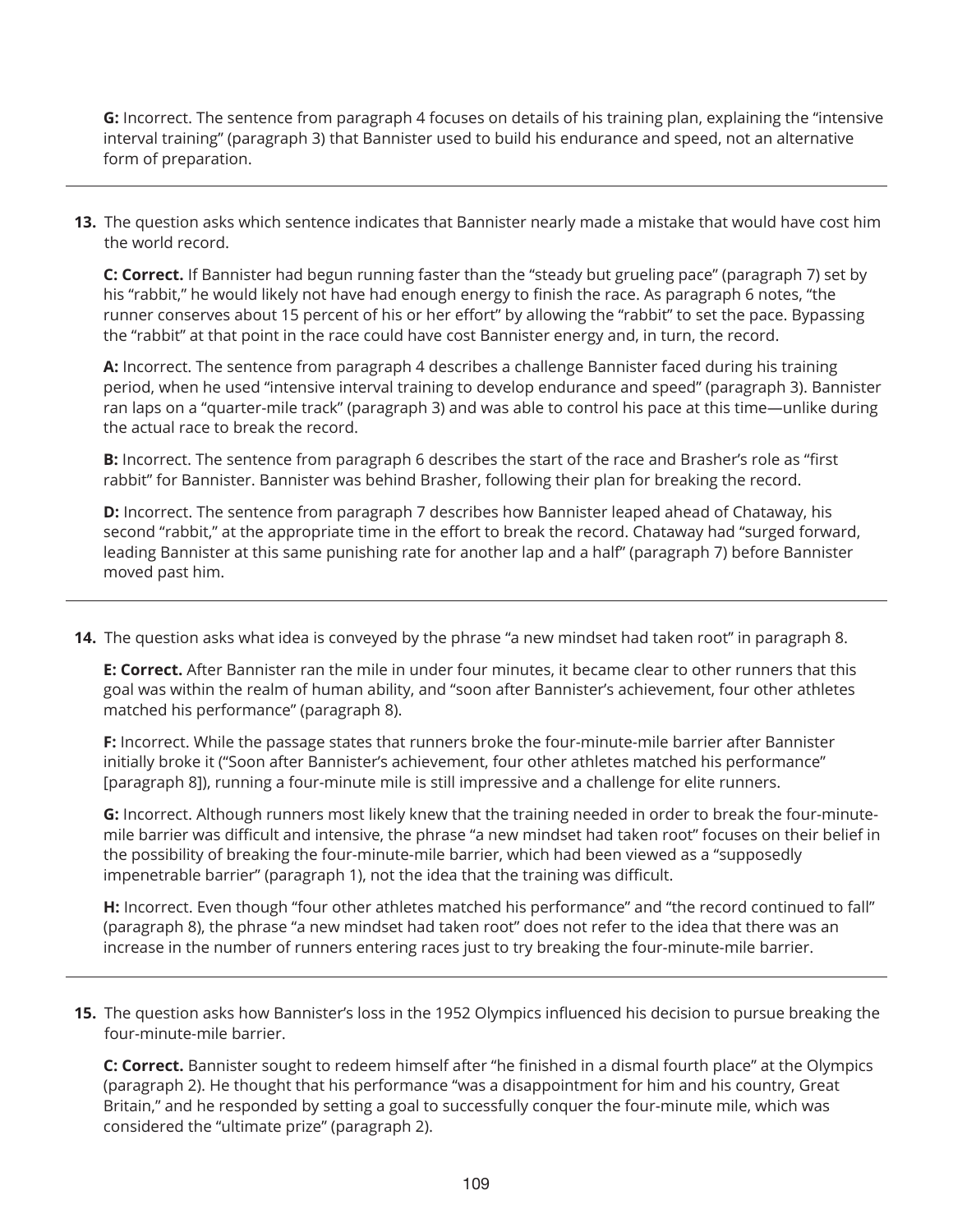**G:** Incorrect. The sentence from paragraph 4 focuses on details of his training plan, explaining the "intensive interval training" (paragraph 3) that Bannister used to build his endurance and speed, not an alternative form of preparation.

---

**13.** The question asks which sentence indicates that Bannister nearly made a mistake that would have cost him the world record.

**C: Correct.** If Bannister had begun running faster than the "steady but grueling pace" (paragraph 7) set by his "rabbit," he would likely not have had enough energy to finish the race. As paragraph 6 notes, "the runner conserves about 15 percent of his or her effort" by allowing the "rabbit" to set the pace. Bypassing the "rabbit" at that point in the race could have cost Bannister energy and, in turn, the record.

**A:** Incorrect. The sentence from paragraph 4 describes a challenge Bannister faced during his training period, when he used "intensive interval training to develop endurance and speed" (paragraph 3). Bannister ran laps on a "quarter-mile track" (paragraph 3) and was able to control his pace at this time—unlike during the actual race to break the record.

**B:** Incorrect. The sentence from paragraph 6 describes the start of the race and Brasher's role as "first rabbit" for Bannister. Bannister was behind Brasher, following their plan for breaking the record.

**D:** Incorrect. The sentence from paragraph 7 describes how Bannister leaped ahead of Chataway, his second "rabbit," at the appropriate time in the effort to break the record. Chataway had "surged forward, leading Bannister at this same punishing rate for another lap and a half" (paragraph 7) before Bannister moved past him.

---

**14.** The question asks what idea is conveyed by the phrase "a new mindset had taken root" in paragraph 8.

**E: Correct.** After Bannister ran the mile in under four minutes, it became clear to other runners that this goal was within the realm of human ability, and "soon after Bannister's achievement, four other athletes matched his performance" (paragraph 8).

**F:** Incorrect. While the passage states that runners broke the four-minute-mile barrier after Bannister initially broke it ("Soon after Bannister's achievement, four other athletes matched his performance" [paragraph 8]), running a four-minute mile is still impressive and a challenge for elite runners.

**G:** Incorrect. Although runners most likely knew that the training needed in order to break the four-minute-mile barrier was difficult and intensive, the phrase "a new mindset had taken root" focuses on their belief in the possibility of breaking the four-minute-mile barrier, which had been viewed as a "supposedly impenetrable barrier" (paragraph 1), not the idea that the training was difficult.

**H:** Incorrect. Even though "four other athletes matched his performance" and "the record continued to fall" (paragraph 8), the phrase "a new mindset had taken root" does not refer to the idea that there was an increase in the number of runners entering races just to try breaking the four-minute-mile barrier.

---

**15.** The question asks how Bannister's loss in the 1952 Olympics influenced his decision to pursue breaking the four-minute-mile barrier.

**C: Correct.** Bannister sought to redeem himself after "he finished in a dismal fourth place" at the Olympics (paragraph 2). He thought that his performance "was a disappointment for him and his country, Great Britain," and he responded by setting a goal to successfully conquer the four-minute mile, which was considered the "ultimate prize" (paragraph 2).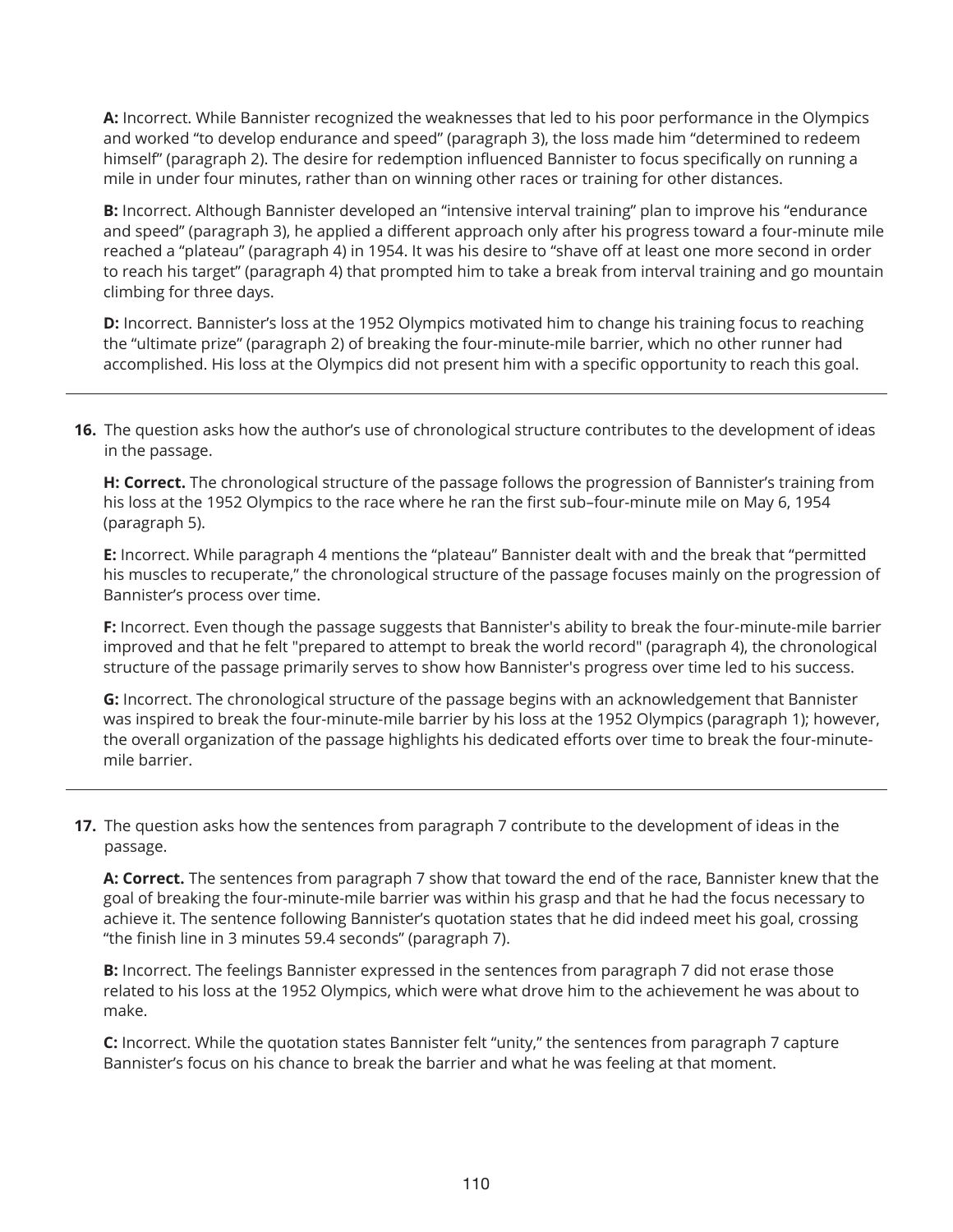**A:** Incorrect. While Bannister recognized the weaknesses that led to his poor performance in the Olympics and worked "to develop endurance and speed" (paragraph 3), the loss made him "determined to redeem himself" (paragraph 2). The desire for redemption influenced Bannister to focus specifically on running a mile in under four minutes, rather than on winning other races or training for other distances.

**B:** Incorrect. Although Bannister developed an "intensive interval training" plan to improve his "endurance and speed" (paragraph 3), he applied a different approach only after his progress toward a four-minute mile reached a "plateau" (paragraph 4) in 1954. It was his desire to "shave off at least one more second in order to reach his target" (paragraph 4) that prompted him to take a break from interval training and go mountain climbing for three days.

**D:** Incorrect. Bannister's loss at the 1952 Olympics motivated him to change his training focus to reaching the "ultimate prize" (paragraph 2) of breaking the four-minute-mile barrier, which no other runner had accomplished. His loss at the Olympics did not present him with a specific opportunity to reach this goal.

---

**16.** The question asks how the author's use of chronological structure contributes to the development of ideas in the passage.

**H: Correct.** The chronological structure of the passage follows the progression of Bannister's training from his loss at the 1952 Olympics to the race where he ran the first sub–four-minute mile on May 6, 1954 (paragraph 5).

**E:** Incorrect. While paragraph 4 mentions the "plateau" Bannister dealt with and the break that "permitted his muscles to recuperate," the chronological structure of the passage focuses mainly on the progression of Bannister's process over time.

**F:** Incorrect. Even though the passage suggests that Bannister's ability to break the four-minute-mile barrier improved and that he felt "prepared to attempt to break the world record" (paragraph 4), the chronological structure of the passage primarily serves to show how Bannister's progress over time led to his success.

**G:** Incorrect. The chronological structure of the passage begins with an acknowledgement that Bannister was inspired to break the four-minute-mile barrier by his loss at the 1952 Olympics (paragraph 1); however, the overall organization of the passage highlights his dedicated efforts over time to break the four-minute-mile barrier.

---

**17.** The question asks how the sentences from paragraph 7 contribute to the development of ideas in the passage.

**A: Correct.** The sentences from paragraph 7 show that toward the end of the race, Bannister knew that the goal of breaking the four-minute-mile barrier was within his grasp and that he had the focus necessary to achieve it. The sentence following Bannister's quotation states that he did indeed meet his goal, crossing "the finish line in 3 minutes 59.4 seconds" (paragraph 7).

**B:** Incorrect. The feelings Bannister expressed in the sentences from paragraph 7 did not erase those related to his loss at the 1952 Olympics, which were what drove him to the achievement he was about to make.

**C:** Incorrect. While the quotation states Bannister felt "unity," the sentences from paragraph 7 capture Bannister's focus on his chance to break the barrier and what he was feeling at that moment.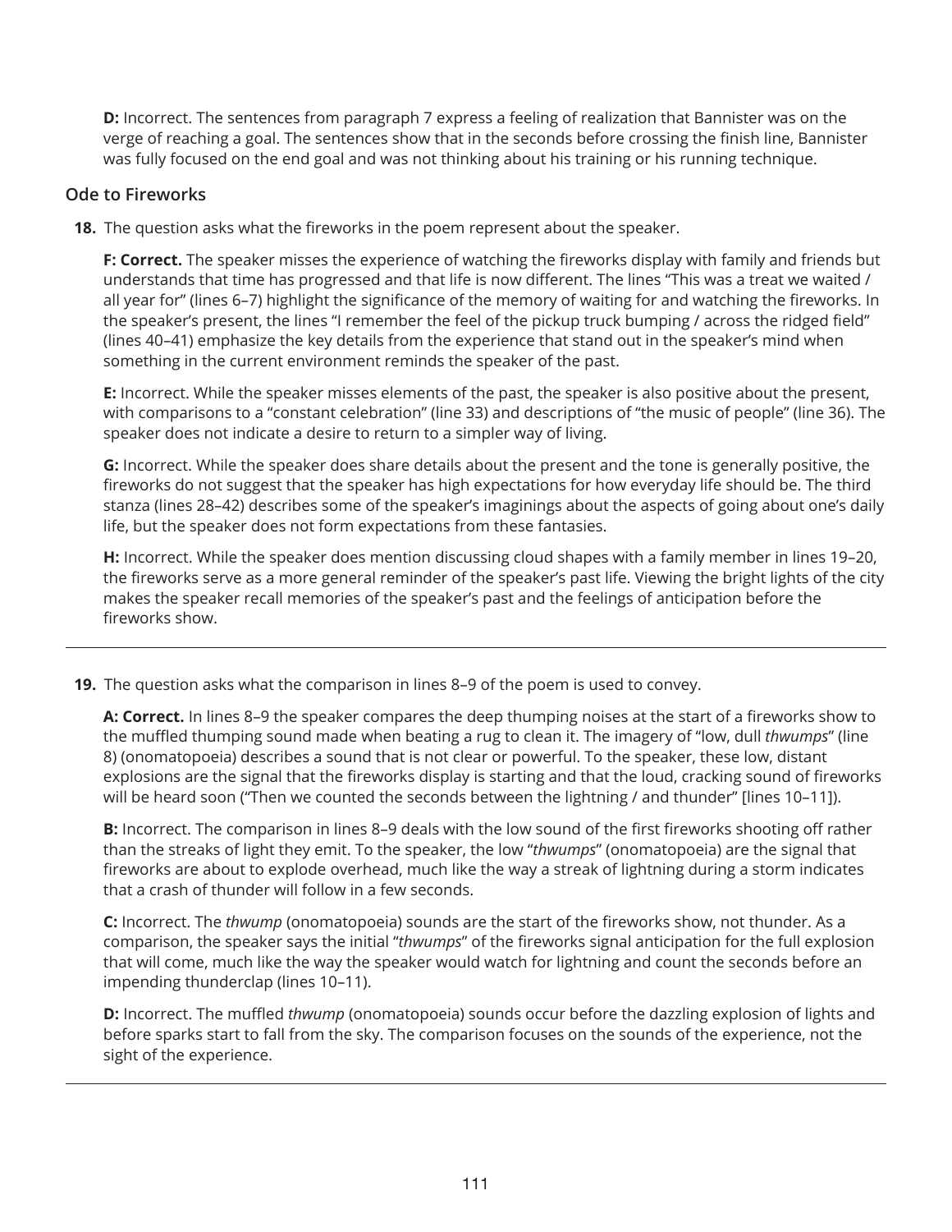**D:** Incorrect. The sentences from paragraph 7 express a feeling of realization that Bannister was on the verge of reaching a goal. The sentences show that in the seconds before crossing the finish line, Bannister was fully focused on the end goal and was not thinking about his training or his running technique.

### Ode to Fireworks

**18.** The question asks what the fireworks in the poem represent about the speaker.

**F: Correct.** The speaker misses the experience of watching the fireworks display with family and friends but understands that time has progressed and that life is now different. The lines "This was a treat we waited / all year for" (lines 6–7) highlight the significance of the memory of waiting for and watching the fireworks. In the speaker's present, the lines "I remember the feel of the pickup truck bumping / across the ridged field" (lines 40–41) emphasize the key details from the experience that stand out in the speaker's mind when something in the current environment reminds the speaker of the past.

**E:** Incorrect. While the speaker misses elements of the past, the speaker is also positive about the present, with comparisons to a "constant celebration" (line 33) and descriptions of "the music of people" (line 36). The speaker does not indicate a desire to return to a simpler way of living.

**G:** Incorrect. While the speaker does share details about the present and the tone is generally positive, the fireworks do not suggest that the speaker has high expectations for how everyday life should be. The third stanza (lines 28–42) describes some of the speaker's imaginings about the aspects of going about one's daily life, but the speaker does not form expectations from these fantasies.

**H:** Incorrect. While the speaker does mention discussing cloud shapes with a family member in lines 19–20, the fireworks serve as a more general reminder of the speaker's past life. Viewing the bright lights of the city makes the speaker recall memories of the speaker's past and the feelings of anticipation before the fireworks show.

---

**19.** The question asks what the comparison in lines 8–9 of the poem is used to convey.

**A: Correct.** In lines 8–9 the speaker compares the deep thumping noises at the start of a fireworks show to the muffled thumping sound made when beating a rug to clean it. The imagery of "low, dull *thwumps*" (line 8) (onomatopoeia) describes a sound that is not clear or powerful. To the speaker, these low, distant explosions are the signal that the fireworks display is starting and that the loud, cracking sound of fireworks will be heard soon ("Then we counted the seconds between the lightning / and thunder" [lines 10–11]).

**B:** Incorrect. The comparison in lines 8–9 deals with the low sound of the first fireworks shooting off rather than the streaks of light they emit. To the speaker, the low "*thwumps*" (onomatopoeia) are the signal that fireworks are about to explode overhead, much like the way a streak of lightning during a storm indicates that a crash of thunder will follow in a few seconds.

**C:** Incorrect. The *thwump* (onomatopoeia) sounds are the start of the fireworks show, not thunder. As a comparison, the speaker says the initial "*thwumps*" of the fireworks signal anticipation for the full explosion that will come, much like the way the speaker would watch for lightning and count the seconds before an impending thunderclap (lines 10–11).

**D:** Incorrect. The muffled *thwump* (onomatopoeia) sounds occur before the dazzling explosion of lights and before sparks start to fall from the sky. The comparison focuses on the sounds of the experience, not the sight of the experience.

---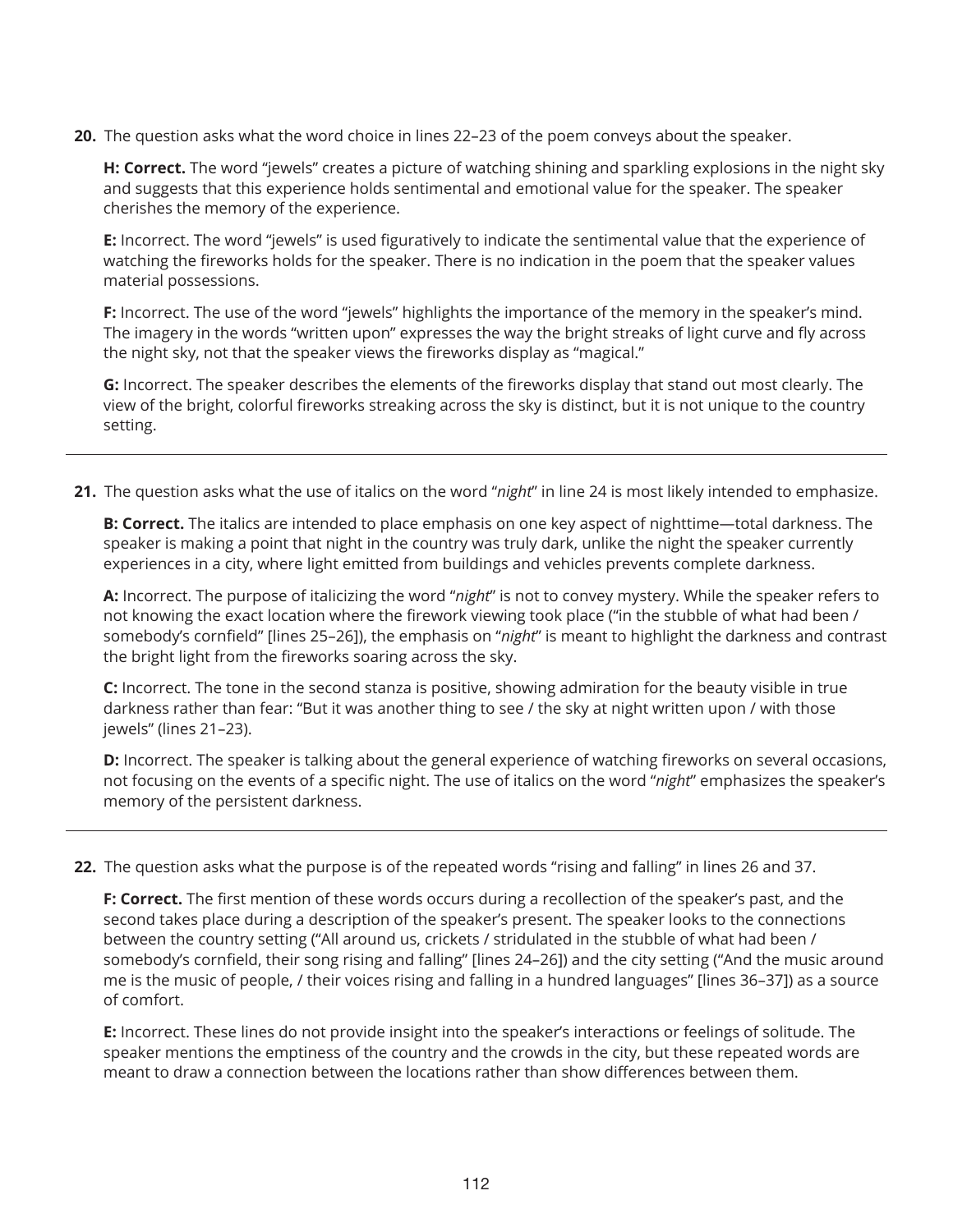**20.** The question asks what the word choice in lines 22–23 of the poem conveys about the speaker.

**H: Correct.** The word "jewels" creates a picture of watching shining and sparkling explosions in the night sky and suggests that this experience holds sentimental and emotional value for the speaker. The speaker cherishes the memory of the experience.

**E:** Incorrect. The word "jewels" is used figuratively to indicate the sentimental value that the experience of watching the fireworks holds for the speaker. There is no indication in the poem that the speaker values material possessions.

**F:** Incorrect. The use of the word "jewels" highlights the importance of the memory in the speaker's mind. The imagery in the words "written upon" expresses the way the bright streaks of light curve and fly across the night sky, not that the speaker views the fireworks display as "magical."

**G:** Incorrect. The speaker describes the elements of the fireworks display that stand out most clearly. The view of the bright, colorful fireworks streaking across the sky is distinct, but it is not unique to the country setting.

---

**21.** The question asks what the use of italics on the word "*night*" in line 24 is most likely intended to emphasize.

**B: Correct.** The italics are intended to place emphasis on one key aspect of nighttime—total darkness. The speaker is making a point that night in the country was truly dark, unlike the night the speaker currently experiences in a city, where light emitted from buildings and vehicles prevents complete darkness.

**A:** Incorrect. The purpose of italicizing the word "*night*" is not to convey mystery. While the speaker refers to not knowing the exact location where the firework viewing took place ("in the stubble of what had been / somebody's cornfield" [lines 25–26]), the emphasis on "*night*" is meant to highlight the darkness and contrast the bright light from the fireworks soaring across the sky.

**C:** Incorrect. The tone in the second stanza is positive, showing admiration for the beauty visible in true darkness rather than fear: "But it was another thing to see / the sky at night written upon / with those jewels" (lines 21–23).

**D:** Incorrect. The speaker is talking about the general experience of watching fireworks on several occasions, not focusing on the events of a specific night. The use of italics on the word "*night*" emphasizes the speaker's memory of the persistent darkness.

---

**22.** The question asks what the purpose is of the repeated words "rising and falling" in lines 26 and 37.

**F: Correct.** The first mention of these words occurs during a recollection of the speaker's past, and the second takes place during a description of the speaker's present. The speaker looks to the connections between the country setting ("All around us, crickets / stridulated in the stubble of what had been / somebody's cornfield, their song rising and falling" [lines 24–26]) and the city setting ("And the music around me is the music of people, / their voices rising and falling in a hundred languages" [lines 36–37]) as a source of comfort.

**E:** Incorrect. These lines do not provide insight into the speaker's interactions or feelings of solitude. The speaker mentions the emptiness of the country and the crowds in the city, but these repeated words are meant to draw a connection between the locations rather than show differences between them.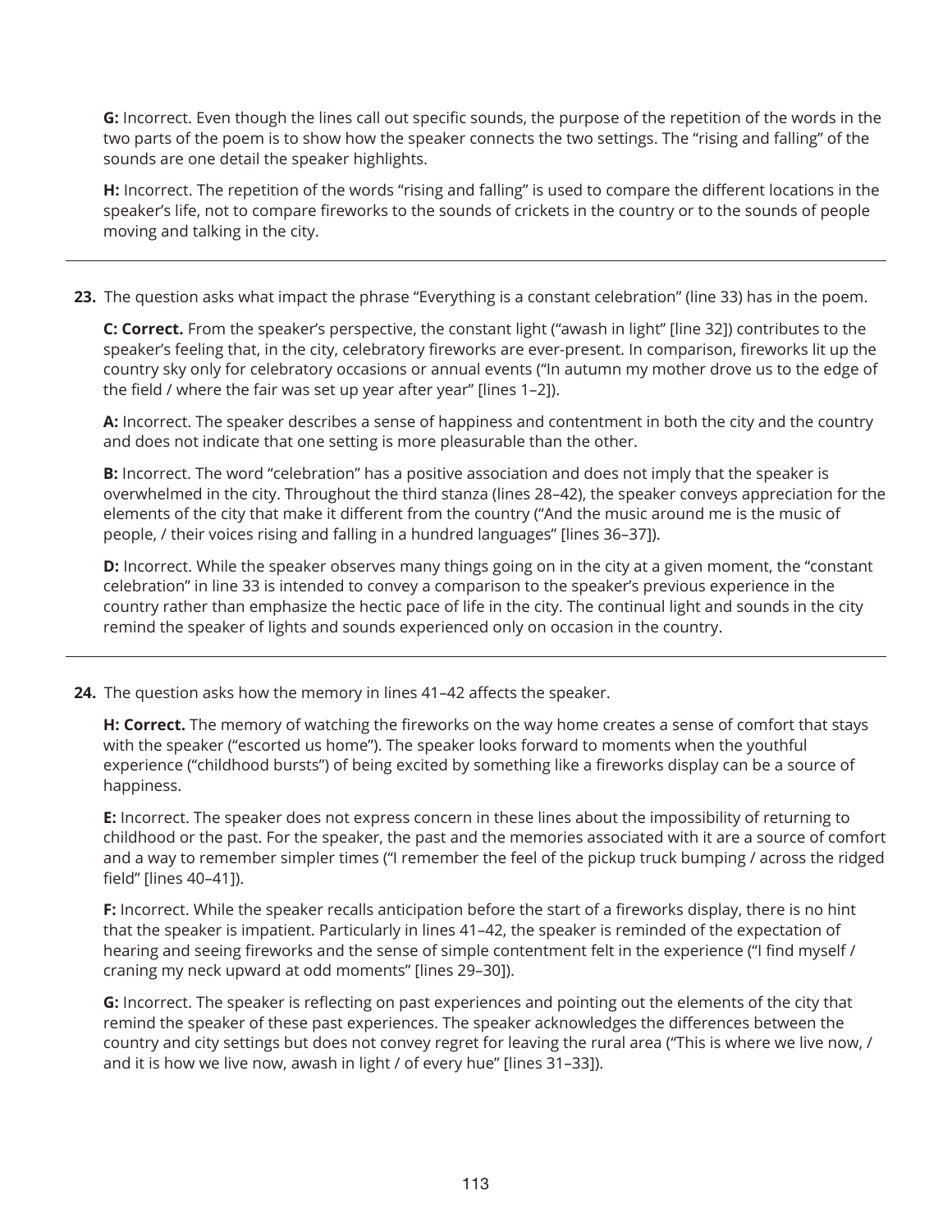**G:** Incorrect. Even though the lines call out specific sounds, the purpose of the repetition of the words in the two parts of the poem is to show how the speaker connects the two settings. The "rising and falling" of the sounds are one detail the speaker highlights.

**H:** Incorrect. The repetition of the words "rising and falling" is used to compare the different locations in the speaker's life, not to compare fireworks to the sounds of crickets in the country or to the sounds of people moving and talking in the city.

---

**23.** The question asks what impact the phrase "Everything is a constant celebration" (line 33) has in the poem.

**C: Correct.** From the speaker's perspective, the constant light ("awash in light" [line 32]) contributes to the speaker's feeling that, in the city, celebratory fireworks are ever-present. In comparison, fireworks lit up the country sky only for celebratory occasions or annual events ("In autumn my mother drove us to the edge of the field / where the fair was set up year after year" [lines 1–2]).

**A:** Incorrect. The speaker describes a sense of happiness and contentment in both the city and the country and does not indicate that one setting is more pleasurable than the other.

**B:** Incorrect. The word "celebration" has a positive association and does not imply that the speaker is overwhelmed in the city. Throughout the third stanza (lines 28–42), the speaker conveys appreciation for the elements of the city that make it different from the country ("And the music around me is the music of people, / their voices rising and falling in a hundred languages" [lines 36–37]).

**D:** Incorrect. While the speaker observes many things going on in the city at a given moment, the "constant celebration" in line 33 is intended to convey a comparison to the speaker's previous experience in the country rather than emphasize the hectic pace of life in the city. The continual light and sounds in the city remind the speaker of lights and sounds experienced only on occasion in the country.

---

**24.** The question asks how the memory in lines 41–42 affects the speaker.

**H: Correct.** The memory of watching the fireworks on the way home creates a sense of comfort that stays with the speaker ("escorted us home"). The speaker looks forward to moments when the youthful experience ("childhood bursts") of being excited by something like a fireworks display can be a source of happiness.

**E:** Incorrect. The speaker does not express concern in these lines about the impossibility of returning to childhood or the past. For the speaker, the past and the memories associated with it are a source of comfort and a way to remember simpler times ("I remember the feel of the pickup truck bumping / across the ridged field" [lines 40–41]).

**F:** Incorrect. While the speaker recalls anticipation before the start of a fireworks display, there is no hint that the speaker is impatient. Particularly in lines 41–42, the speaker is reminded of the expectation of hearing and seeing fireworks and the sense of simple contentment felt in the experience ("I find myself / craning my neck upward at odd moments" [lines 29–30]).

**G:** Incorrect. The speaker is reflecting on past experiences and pointing out the elements of the city that remind the speaker of these past experiences. The speaker acknowledges the differences between the country and city settings but does not convey regret for leaving the rural area ("This is where we live now, / and it is how we live now, awash in light / of every hue" [lines 31–33]).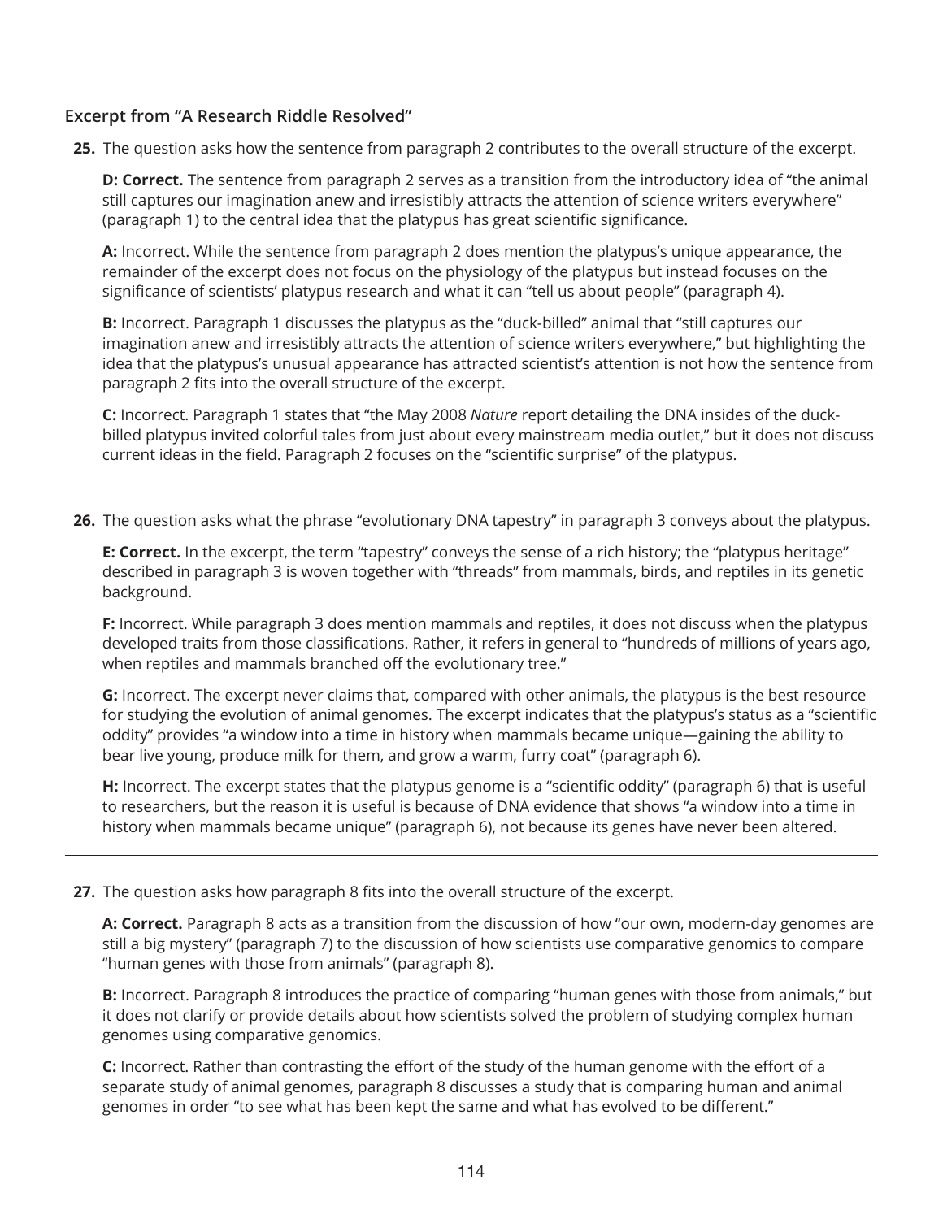### Excerpt from “A Research Riddle Resolved”

**25.** The question asks how the sentence from paragraph 2 contributes to the overall structure of the excerpt.

**D: Correct.** The sentence from paragraph 2 serves as a transition from the introductory idea of “the animal still captures our imagination anew and irresistibly attracts the attention of science writers everywhere” (paragraph 1) to the central idea that the platypus has great scientific significance.

**A:** Incorrect. While the sentence from paragraph 2 does mention the platypus’s unique appearance, the remainder of the excerpt does not focus on the physiology of the platypus but instead focuses on the significance of scientists’ platypus research and what it can “tell us about people” (paragraph 4).

**B:** Incorrect. Paragraph 1 discusses the platypus as the “duck-billed” animal that “still captures our imagination anew and irresistibly attracts the attention of science writers everywhere,” but highlighting the idea that the platypus’s unusual appearance has attracted scientist’s attention is not how the sentence from paragraph 2 fits into the overall structure of the excerpt.

**C:** Incorrect. Paragraph 1 states that “the May 2008 *Nature* report detailing the DNA insides of the duck-billed platypus invited colorful tales from just about every mainstream media outlet,” but it does not discuss current ideas in the field. Paragraph 2 focuses on the “scientific surprise” of the platypus.

---

**26.** The question asks what the phrase “evolutionary DNA tapestry” in paragraph 3 conveys about the platypus.

**E: Correct.** In the excerpt, the term “tapestry” conveys the sense of a rich history; the “platypus heritage” described in paragraph 3 is woven together with “threads” from mammals, birds, and reptiles in its genetic background.

**F:** Incorrect. While paragraph 3 does mention mammals and reptiles, it does not discuss when the platypus developed traits from those classifications. Rather, it refers in general to “hundreds of millions of years ago, when reptiles and mammals branched off the evolutionary tree.”

**G:** Incorrect. The excerpt never claims that, compared with other animals, the platypus is the best resource for studying the evolution of animal genomes. The excerpt indicates that the platypus’s status as a “scientific oddity” provides “a window into a time in history when mammals became unique—gaining the ability to bear live young, produce milk for them, and grow a warm, furry coat” (paragraph 6).

**H:** Incorrect. The excerpt states that the platypus genome is a “scientific oddity” (paragraph 6) that is useful to researchers, but the reason it is useful is because of DNA evidence that shows “a window into a time in history when mammals became unique” (paragraph 6), not because its genes have never been altered.

---

**27.** The question asks how paragraph 8 fits into the overall structure of the excerpt.

**A: Correct.** Paragraph 8 acts as a transition from the discussion of how “our own, modern-day genomes are still a big mystery” (paragraph 7) to the discussion of how scientists use comparative genomics to compare “human genes with those from animals” (paragraph 8).

**B:** Incorrect. Paragraph 8 introduces the practice of comparing “human genes with those from animals,” but it does not clarify or provide details about how scientists solved the problem of studying complex human genomes using comparative genomics.

**C:** Incorrect. Rather than contrasting the effort of the study of the human genome with the effort of a separate study of animal genomes, paragraph 8 discusses a study that is comparing human and animal genomes in order “to see what has been kept the same and what has evolved to be different.”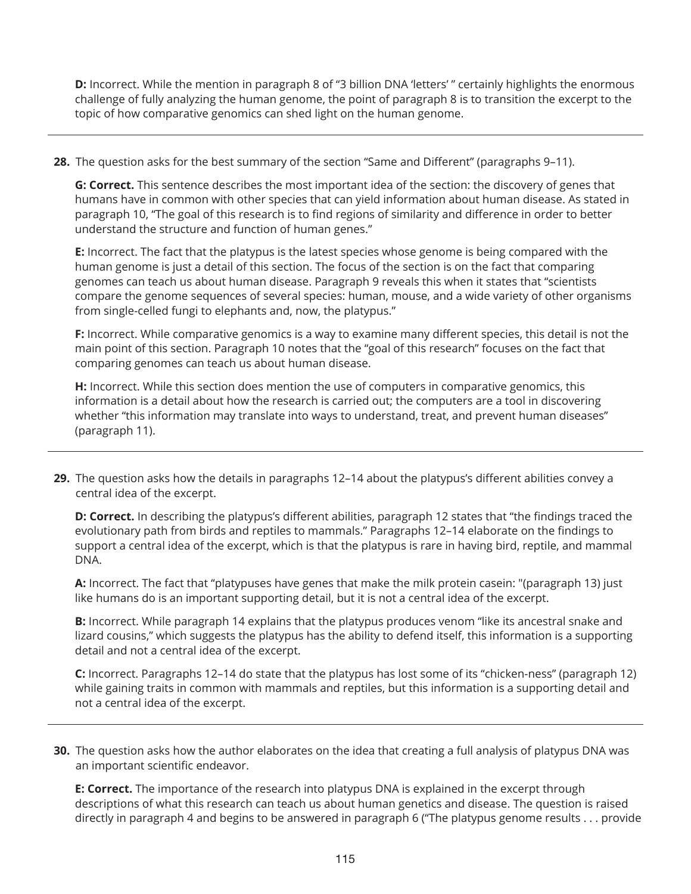**D:** Incorrect. While the mention in paragraph 8 of "3 billion DNA 'letters' " certainly highlights the enormous challenge of fully analyzing the human genome, the point of paragraph 8 is to transition the excerpt to the topic of how comparative genomics can shed light on the human genome.

---

**28.** The question asks for the best summary of the section "Same and Different" (paragraphs 9–11).

**G: Correct.** This sentence describes the most important idea of the section: the discovery of genes that humans have in common with other species that can yield information about human disease. As stated in paragraph 10, "The goal of this research is to find regions of similarity and difference in order to better understand the structure and function of human genes."

**E:** Incorrect. The fact that the platypus is the latest species whose genome is being compared with the human genome is just a detail of this section. The focus of the section is on the fact that comparing genomes can teach us about human disease. Paragraph 9 reveals this when it states that "scientists compare the genome sequences of several species: human, mouse, and a wide variety of other organisms from single-celled fungi to elephants and, now, the platypus."

**F:** Incorrect. While comparative genomics is a way to examine many different species, this detail is not the main point of this section. Paragraph 10 notes that the "goal of this research" focuses on the fact that comparing genomes can teach us about human disease.

**H:** Incorrect. While this section does mention the use of computers in comparative genomics, this information is a detail about how the research is carried out; the computers are a tool in discovering whether "this information may translate into ways to understand, treat, and prevent human diseases" (paragraph 11).

---

**29.** The question asks how the details in paragraphs 12–14 about the platypus's different abilities convey a central idea of the excerpt.

**D: Correct.** In describing the platypus's different abilities, paragraph 12 states that "the findings traced the evolutionary path from birds and reptiles to mammals." Paragraphs 12–14 elaborate on the findings to support a central idea of the excerpt, which is that the platypus is rare in having bird, reptile, and mammal DNA.

**A:** Incorrect. The fact that "platypuses have genes that make the milk protein casein: "(paragraph 13) just like humans do is an important supporting detail, but it is not a central idea of the excerpt.

**B:** Incorrect. While paragraph 14 explains that the platypus produces venom "like its ancestral snake and lizard cousins," which suggests the platypus has the ability to defend itself, this information is a supporting detail and not a central idea of the excerpt.

**C:** Incorrect. Paragraphs 12–14 do state that the platypus has lost some of its "chicken-ness" (paragraph 12) while gaining traits in common with mammals and reptiles, but this information is a supporting detail and not a central idea of the excerpt.

---

**30.** The question asks how the author elaborates on the idea that creating a full analysis of platypus DNA was an important scientific endeavor.

**E: Correct.** The importance of the research into platypus DNA is explained in the excerpt through descriptions of what this research can teach us about human genetics and disease. The question is raised directly in paragraph 4 and begins to be answered in paragraph 6 ("The platypus genome results . . . provide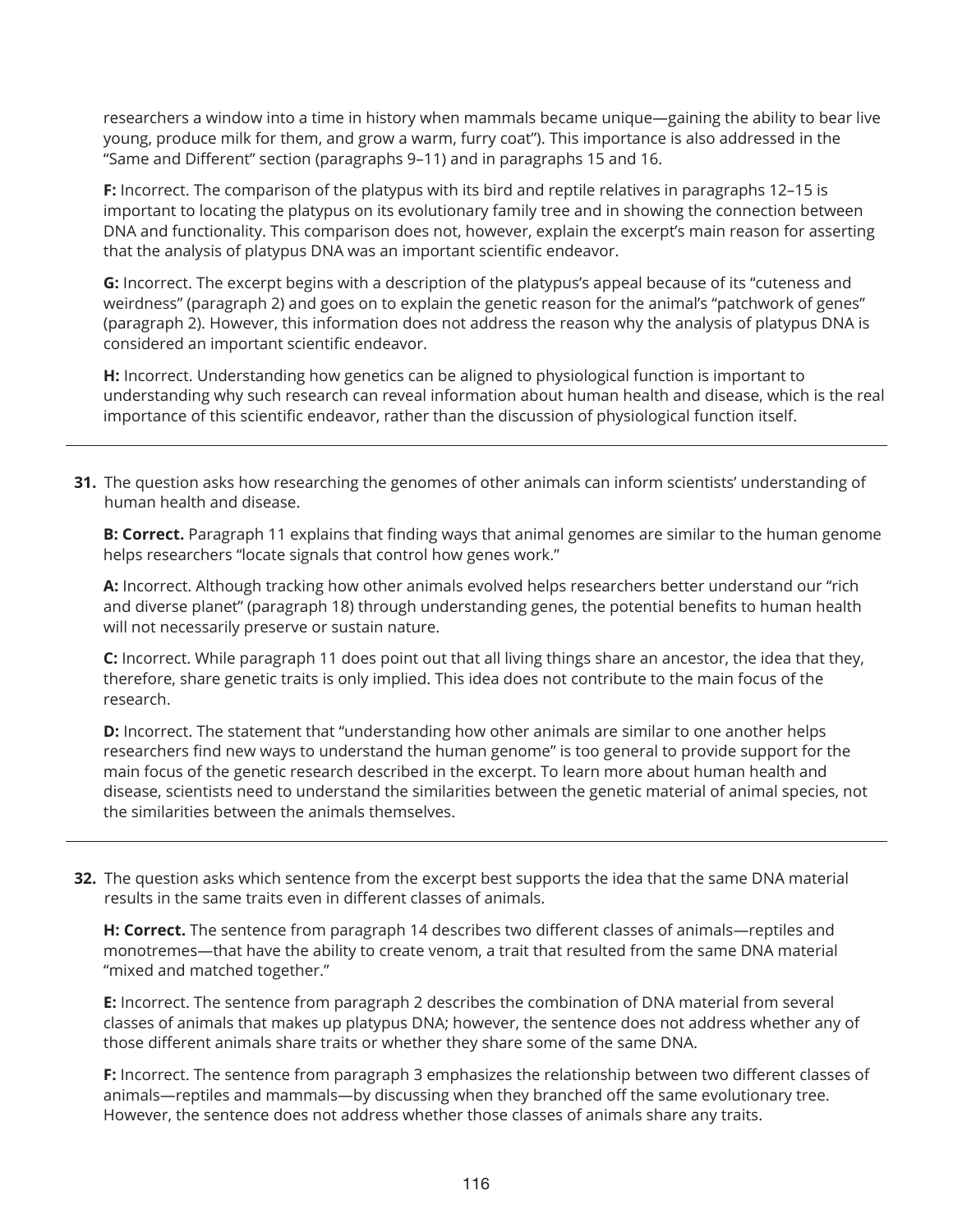researchers a window into a time in history when mammals became unique—gaining the ability to bear live young, produce milk for them, and grow a warm, furry coat"). This importance is also addressed in the "Same and Different" section (paragraphs 9–11) and in paragraphs 15 and 16.

**F:** Incorrect. The comparison of the platypus with its bird and reptile relatives in paragraphs 12–15 is important to locating the platypus on its evolutionary family tree and in showing the connection between DNA and functionality. This comparison does not, however, explain the excerpt's main reason for asserting that the analysis of platypus DNA was an important scientific endeavor.

**G:** Incorrect. The excerpt begins with a description of the platypus's appeal because of its "cuteness and weirdness" (paragraph 2) and goes on to explain the genetic reason for the animal's "patchwork of genes" (paragraph 2). However, this information does not address the reason why the analysis of platypus DNA is considered an important scientific endeavor.

**H:** Incorrect. Understanding how genetics can be aligned to physiological function is important to understanding why such research can reveal information about human health and disease, which is the real importance of this scientific endeavor, rather than the discussion of physiological function itself.

---

**31.** The question asks how researching the genomes of other animals can inform scientists' understanding of human health and disease.

**B: Correct.** Paragraph 11 explains that finding ways that animal genomes are similar to the human genome helps researchers "locate signals that control how genes work."

**A:** Incorrect. Although tracking how other animals evolved helps researchers better understand our "rich and diverse planet" (paragraph 18) through understanding genes, the potential benefits to human health will not necessarily preserve or sustain nature.

**C:** Incorrect. While paragraph 11 does point out that all living things share an ancestor, the idea that they, therefore, share genetic traits is only implied. This idea does not contribute to the main focus of the research.

**D:** Incorrect. The statement that "understanding how other animals are similar to one another helps researchers find new ways to understand the human genome" is too general to provide support for the main focus of the genetic research described in the excerpt. To learn more about human health and disease, scientists need to understand the similarities between the genetic material of animal species, not the similarities between the animals themselves.

---

**32.** The question asks which sentence from the excerpt best supports the idea that the same DNA material results in the same traits even in different classes of animals.

**H: Correct.** The sentence from paragraph 14 describes two different classes of animals—reptiles and monotremes—that have the ability to create venom, a trait that resulted from the same DNA material "mixed and matched together."

**E:** Incorrect. The sentence from paragraph 2 describes the combination of DNA material from several classes of animals that makes up platypus DNA; however, the sentence does not address whether any of those different animals share traits or whether they share some of the same DNA.

**F:** Incorrect. The sentence from paragraph 3 emphasizes the relationship between two different classes of animals—reptiles and mammals—by discussing when they branched off the same evolutionary tree. However, the sentence does not address whether those classes of animals share any traits.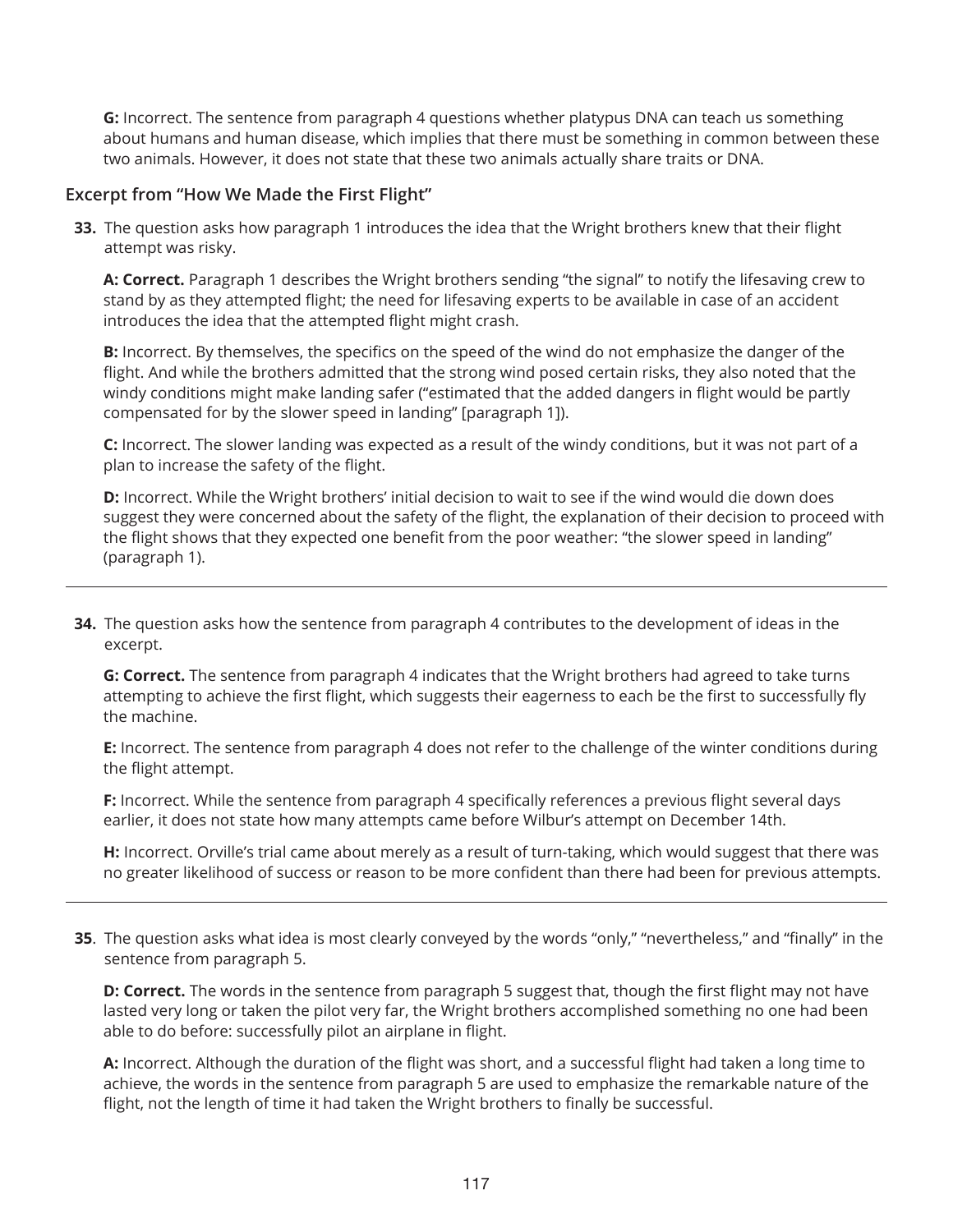**G:** Incorrect. The sentence from paragraph 4 questions whether platypus DNA can teach us something about humans and human disease, which implies that there must be something in common between these two animals. However, it does not state that these two animals actually share traits or DNA.

### Excerpt from "How We Made the First Flight"

**33.** The question asks how paragraph 1 introduces the idea that the Wright brothers knew that their flight attempt was risky.

**A: Correct.** Paragraph 1 describes the Wright brothers sending "the signal" to notify the lifesaving crew to stand by as they attempted flight; the need for lifesaving experts to be available in case of an accident introduces the idea that the attempted flight might crash.

**B:** Incorrect. By themselves, the specifics on the speed of the wind do not emphasize the danger of the flight. And while the brothers admitted that the strong wind posed certain risks, they also noted that the windy conditions might make landing safer ("estimated that the added dangers in flight would be partly compensated for by the slower speed in landing" [paragraph 1]).

**C:** Incorrect. The slower landing was expected as a result of the windy conditions, but it was not part of a plan to increase the safety of the flight.

**D:** Incorrect. While the Wright brothers' initial decision to wait to see if the wind would die down does suggest they were concerned about the safety of the flight, the explanation of their decision to proceed with the flight shows that they expected one benefit from the poor weather: "the slower speed in landing" (paragraph 1).

---

**34.** The question asks how the sentence from paragraph 4 contributes to the development of ideas in the excerpt.

**G: Correct.** The sentence from paragraph 4 indicates that the Wright brothers had agreed to take turns attempting to achieve the first flight, which suggests their eagerness to each be the first to successfully fly the machine.

**E:** Incorrect. The sentence from paragraph 4 does not refer to the challenge of the winter conditions during the flight attempt.

**F:** Incorrect. While the sentence from paragraph 4 specifically references a previous flight several days earlier, it does not state how many attempts came before Wilbur's attempt on December 14th.

**H:** Incorrect. Orville's trial came about merely as a result of turn-taking, which would suggest that there was no greater likelihood of success or reason to be more confident than there had been for previous attempts.

---

**35**. The question asks what idea is most clearly conveyed by the words "only," "nevertheless," and "finally" in the sentence from paragraph 5.

**D: Correct.** The words in the sentence from paragraph 5 suggest that, though the first flight may not have lasted very long or taken the pilot very far, the Wright brothers accomplished something no one had been able to do before: successfully pilot an airplane in flight.

**A:** Incorrect. Although the duration of the flight was short, and a successful flight had taken a long time to achieve, the words in the sentence from paragraph 5 are used to emphasize the remarkable nature of the flight, not the length of time it had taken the Wright brothers to finally be successful.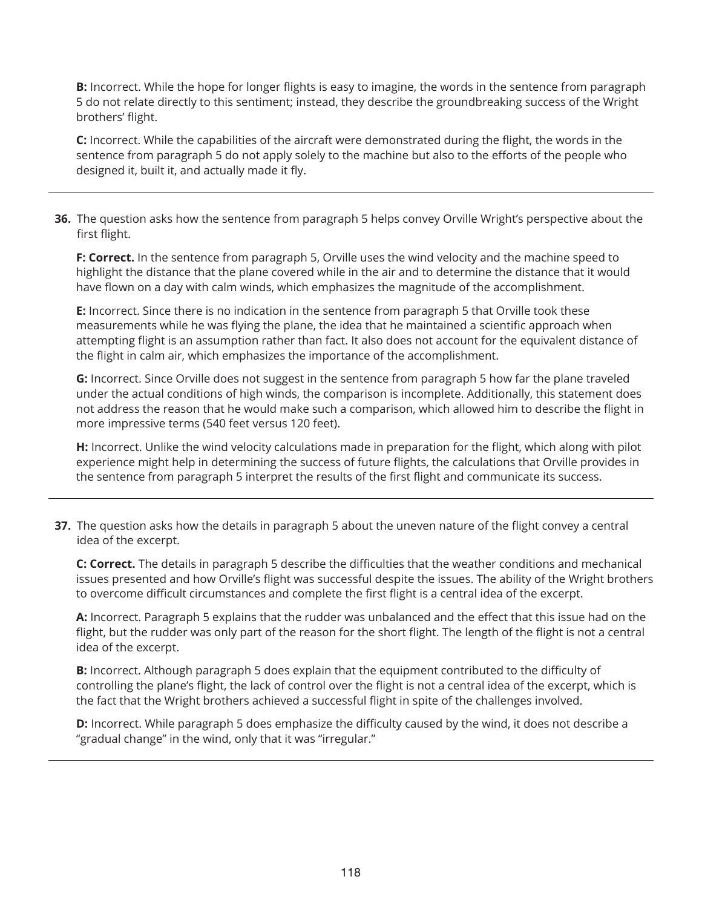**B:** Incorrect. While the hope for longer flights is easy to imagine, the words in the sentence from paragraph 5 do not relate directly to this sentiment; instead, they describe the groundbreaking success of the Wright brothers' flight.

**C:** Incorrect. While the capabilities of the aircraft were demonstrated during the flight, the words in the sentence from paragraph 5 do not apply solely to the machine but also to the efforts of the people who designed it, built it, and actually made it fly.

---

**36.** The question asks how the sentence from paragraph 5 helps convey Orville Wright's perspective about the first flight.

**F: Correct.** In the sentence from paragraph 5, Orville uses the wind velocity and the machine speed to highlight the distance that the plane covered while in the air and to determine the distance that it would have flown on a day with calm winds, which emphasizes the magnitude of the accomplishment.

**E:** Incorrect. Since there is no indication in the sentence from paragraph 5 that Orville took these measurements while he was flying the plane, the idea that he maintained a scientific approach when attempting flight is an assumption rather than fact. It also does not account for the equivalent distance of the flight in calm air, which emphasizes the importance of the accomplishment.

**G:** Incorrect. Since Orville does not suggest in the sentence from paragraph 5 how far the plane traveled under the actual conditions of high winds, the comparison is incomplete. Additionally, this statement does not address the reason that he would make such a comparison, which allowed him to describe the flight in more impressive terms (540 feet versus 120 feet).

**H:** Incorrect. Unlike the wind velocity calculations made in preparation for the flight, which along with pilot experience might help in determining the success of future flights, the calculations that Orville provides in the sentence from paragraph 5 interpret the results of the first flight and communicate its success.

---

**37.** The question asks how the details in paragraph 5 about the uneven nature of the flight convey a central idea of the excerpt.

**C: Correct.** The details in paragraph 5 describe the difficulties that the weather conditions and mechanical issues presented and how Orville's flight was successful despite the issues. The ability of the Wright brothers to overcome difficult circumstances and complete the first flight is a central idea of the excerpt.

**A:** Incorrect. Paragraph 5 explains that the rudder was unbalanced and the effect that this issue had on the flight, but the rudder was only part of the reason for the short flight. The length of the flight is not a central idea of the excerpt.

**B:** Incorrect. Although paragraph 5 does explain that the equipment contributed to the difficulty of controlling the plane's flight, the lack of control over the flight is not a central idea of the excerpt, which is the fact that the Wright brothers achieved a successful flight in spite of the challenges involved.

**D:** Incorrect. While paragraph 5 does emphasize the difficulty caused by the wind, it does not describe a "gradual change" in the wind, only that it was "irregular."

---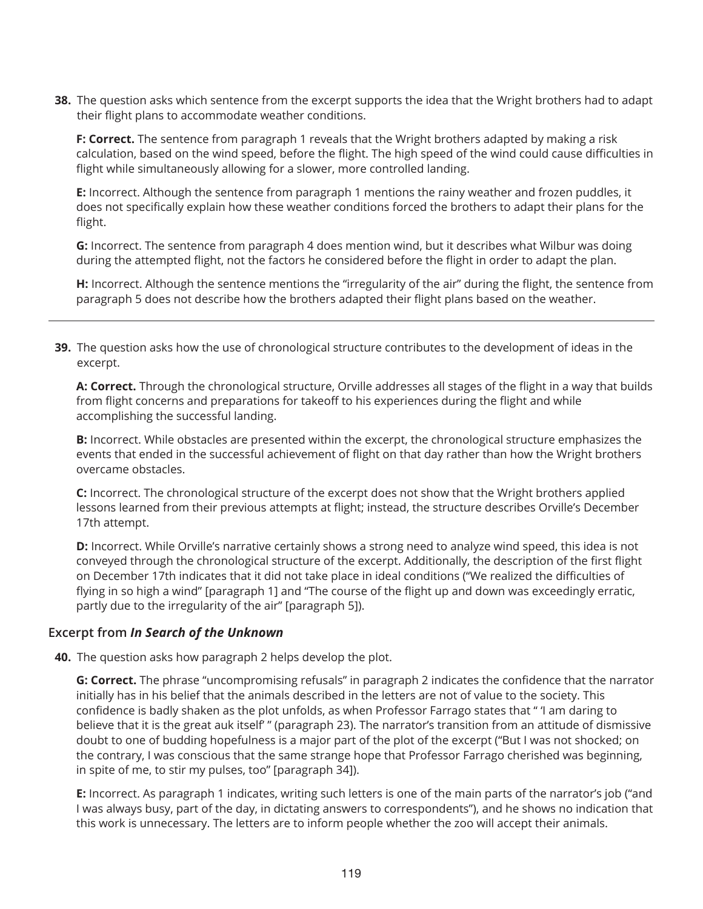**38.** The question asks which sentence from the excerpt supports the idea that the Wright brothers had to adapt their flight plans to accommodate weather conditions.

**F: Correct.** The sentence from paragraph 1 reveals that the Wright brothers adapted by making a risk calculation, based on the wind speed, before the flight. The high speed of the wind could cause difficulties in flight while simultaneously allowing for a slower, more controlled landing.

**E:** Incorrect. Although the sentence from paragraph 1 mentions the rainy weather and frozen puddles, it does not specifically explain how these weather conditions forced the brothers to adapt their plans for the flight.

**G:** Incorrect. The sentence from paragraph 4 does mention wind, but it describes what Wilbur was doing during the attempted flight, not the factors he considered before the flight in order to adapt the plan.

**H:** Incorrect. Although the sentence mentions the "irregularity of the air" during the flight, the sentence from paragraph 5 does not describe how the brothers adapted their flight plans based on the weather.

---

**39.** The question asks how the use of chronological structure contributes to the development of ideas in the excerpt.

**A: Correct.** Through the chronological structure, Orville addresses all stages of the flight in a way that builds from flight concerns and preparations for takeoff to his experiences during the flight and while accomplishing the successful landing.

**B:** Incorrect. While obstacles are presented within the excerpt, the chronological structure emphasizes the events that ended in the successful achievement of flight on that day rather than how the Wright brothers overcame obstacles.

**C:** Incorrect. The chronological structure of the excerpt does not show that the Wright brothers applied lessons learned from their previous attempts at flight; instead, the structure describes Orville's December 17th attempt.

**D:** Incorrect. While Orville's narrative certainly shows a strong need to analyze wind speed, this idea is not conveyed through the chronological structure of the excerpt. Additionally, the description of the first flight on December 17th indicates that it did not take place in ideal conditions ("We realized the difficulties of flying in so high a wind" [paragraph 1] and "The course of the flight up and down was exceedingly erratic, partly due to the irregularity of the air" [paragraph 5]).

### Excerpt from *In Search of the Unknown*

**40.** The question asks how paragraph 2 helps develop the plot.

**G: Correct.** The phrase "uncompromising refusals" in paragraph 2 indicates the confidence that the narrator initially has in his belief that the animals described in the letters are not of value to the society. This confidence is badly shaken as the plot unfolds, as when Professor Farrago states that " 'I am daring to believe that it is the great auk itself' " (paragraph 23). The narrator's transition from an attitude of dismissive doubt to one of budding hopefulness is a major part of the plot of the excerpt ("But I was not shocked; on the contrary, I was conscious that the same strange hope that Professor Farrago cherished was beginning, in spite of me, to stir my pulses, too" [paragraph 34]).

**E:** Incorrect. As paragraph 1 indicates, writing such letters is one of the main parts of the narrator's job ("and I was always busy, part of the day, in dictating answers to correspondents"), and he shows no indication that this work is unnecessary. The letters are to inform people whether the zoo will accept their animals.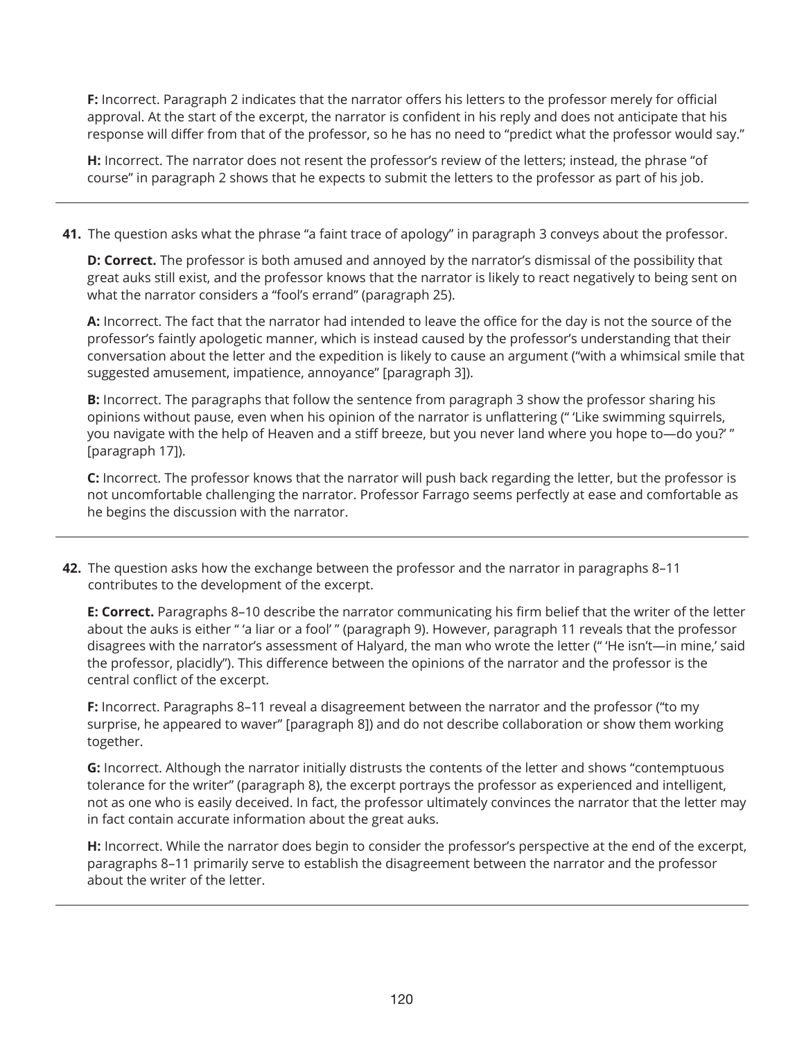**F:** Incorrect. Paragraph 2 indicates that the narrator offers his letters to the professor merely for official approval. At the start of the excerpt, the narrator is confident in his reply and does not anticipate that his response will differ from that of the professor, so he has no need to "predict what the professor would say."

**H:** Incorrect. The narrator does not resent the professor's review of the letters; instead, the phrase "of course" in paragraph 2 shows that he expects to submit the letters to the professor as part of his job.

---

**41.** The question asks what the phrase "a faint trace of apology" in paragraph 3 conveys about the professor.

**D: Correct.** The professor is both amused and annoyed by the narrator's dismissal of the possibility that great auks still exist, and the professor knows that the narrator is likely to react negatively to being sent on what the narrator considers a "fool's errand" (paragraph 25).

**A:** Incorrect. The fact that the narrator had intended to leave the office for the day is not the source of the professor's faintly apologetic manner, which is instead caused by the professor's understanding that their conversation about the letter and the expedition is likely to cause an argument ("with a whimsical smile that suggested amusement, impatience, annoyance" [paragraph 3]).

**B:** Incorrect. The paragraphs that follow the sentence from paragraph 3 show the professor sharing his opinions without pause, even when his opinion of the narrator is unflattering (" 'Like swimming squirrels, you navigate with the help of Heaven and a stiff breeze, but you never land where you hope to—do you?' " [paragraph 17]).

**C:** Incorrect. The professor knows that the narrator will push back regarding the letter, but the professor is not uncomfortable challenging the narrator. Professor Farrago seems perfectly at ease and comfortable as he begins the discussion with the narrator.

---

**42.** The question asks how the exchange between the professor and the narrator in paragraphs 8–11 contributes to the development of the excerpt.

**E: Correct.** Paragraphs 8–10 describe the narrator communicating his firm belief that the writer of the letter about the auks is either " 'a liar or a fool' " (paragraph 9). However, paragraph 11 reveals that the professor disagrees with the narrator's assessment of Halyard, the man who wrote the letter (" 'He isn't—in mine,' said the professor, placidly"). This difference between the opinions of the narrator and the professor is the central conflict of the excerpt.

**F:** Incorrect. Paragraphs 8–11 reveal a disagreement between the narrator and the professor ("to my surprise, he appeared to waver" [paragraph 8]) and do not describe collaboration or show them working together.

**G:** Incorrect. Although the narrator initially distrusts the contents of the letter and shows "contemptuous tolerance for the writer" (paragraph 8), the excerpt portrays the professor as experienced and intelligent, not as one who is easily deceived. In fact, the professor ultimately convinces the narrator that the letter may in fact contain accurate information about the great auks.

**H:** Incorrect. While the narrator does begin to consider the professor's perspective at the end of the excerpt, paragraphs 8–11 primarily serve to establish the disagreement between the narrator and the professor about the writer of the letter.

---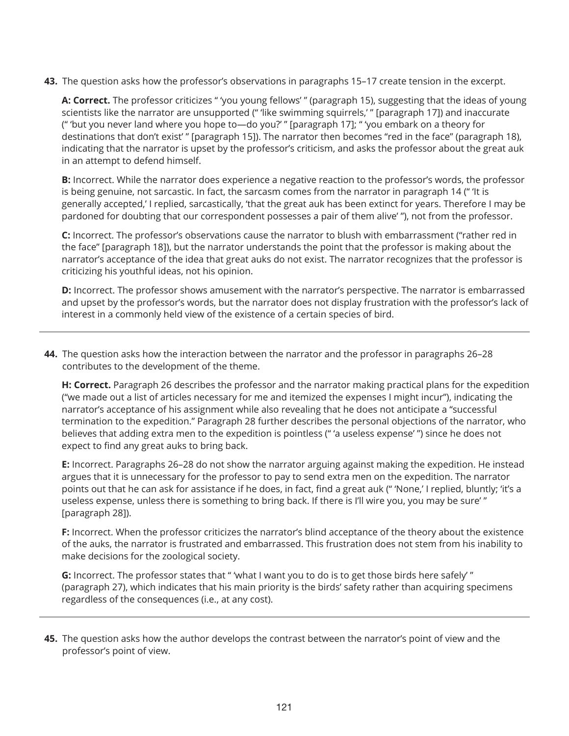**43.** The question asks how the professor's observations in paragraphs 15–17 create tension in the excerpt.

**A: Correct.** The professor criticizes " 'you young fellows' " (paragraph 15), suggesting that the ideas of young scientists like the narrator are unsupported (" 'like swimming squirrels,' " [paragraph 17]) and inaccurate (" 'but you never land where you hope to—do you?' " [paragraph 17]; " 'you embark on a theory for destinations that don't exist' " [paragraph 15]). The narrator then becomes "red in the face" (paragraph 18), indicating that the narrator is upset by the professor's criticism, and asks the professor about the great auk in an attempt to defend himself.

**B:** Incorrect. While the narrator does experience a negative reaction to the professor's words, the professor is being genuine, not sarcastic. In fact, the sarcasm comes from the narrator in paragraph 14 (" 'It is generally accepted,' I replied, sarcastically, 'that the great auk has been extinct for years. Therefore I may be pardoned for doubting that our correspondent possesses a pair of them alive' "), not from the professor.

**C:** Incorrect. The professor's observations cause the narrator to blush with embarrassment ("rather red in the face" [paragraph 18]), but the narrator understands the point that the professor is making about the narrator's acceptance of the idea that great auks do not exist. The narrator recognizes that the professor is criticizing his youthful ideas, not his opinion.

**D:** Incorrect. The professor shows amusement with the narrator's perspective. The narrator is embarrassed and upset by the professor's words, but the narrator does not display frustration with the professor's lack of interest in a commonly held view of the existence of a certain species of bird.

---

**44.** The question asks how the interaction between the narrator and the professor in paragraphs 26–28 contributes to the development of the theme.

**H: Correct.** Paragraph 26 describes the professor and the narrator making practical plans for the expedition ("we made out a list of articles necessary for me and itemized the expenses I might incur"), indicating the narrator's acceptance of his assignment while also revealing that he does not anticipate a "successful termination to the expedition." Paragraph 28 further describes the personal objections of the narrator, who believes that adding extra men to the expedition is pointless (" 'a useless expense' ") since he does not expect to find any great auks to bring back.

**E:** Incorrect. Paragraphs 26–28 do not show the narrator arguing against making the expedition. He instead argues that it is unnecessary for the professor to pay to send extra men on the expedition. The narrator points out that he can ask for assistance if he does, in fact, find a great auk (" 'None,' I replied, bluntly; 'it's a useless expense, unless there is something to bring back. If there is I'll wire you, you may be sure' " [paragraph 28]).

**F:** Incorrect. When the professor criticizes the narrator's blind acceptance of the theory about the existence of the auks, the narrator is frustrated and embarrassed. This frustration does not stem from his inability to make decisions for the zoological society.

**G:** Incorrect. The professor states that " 'what I want you to do is to get those birds here safely' " (paragraph 27), which indicates that his main priority is the birds' safety rather than acquiring specimens regardless of the consequences (i.e., at any cost).

---

**45.** The question asks how the author develops the contrast between the narrator's point of view and the professor's point of view.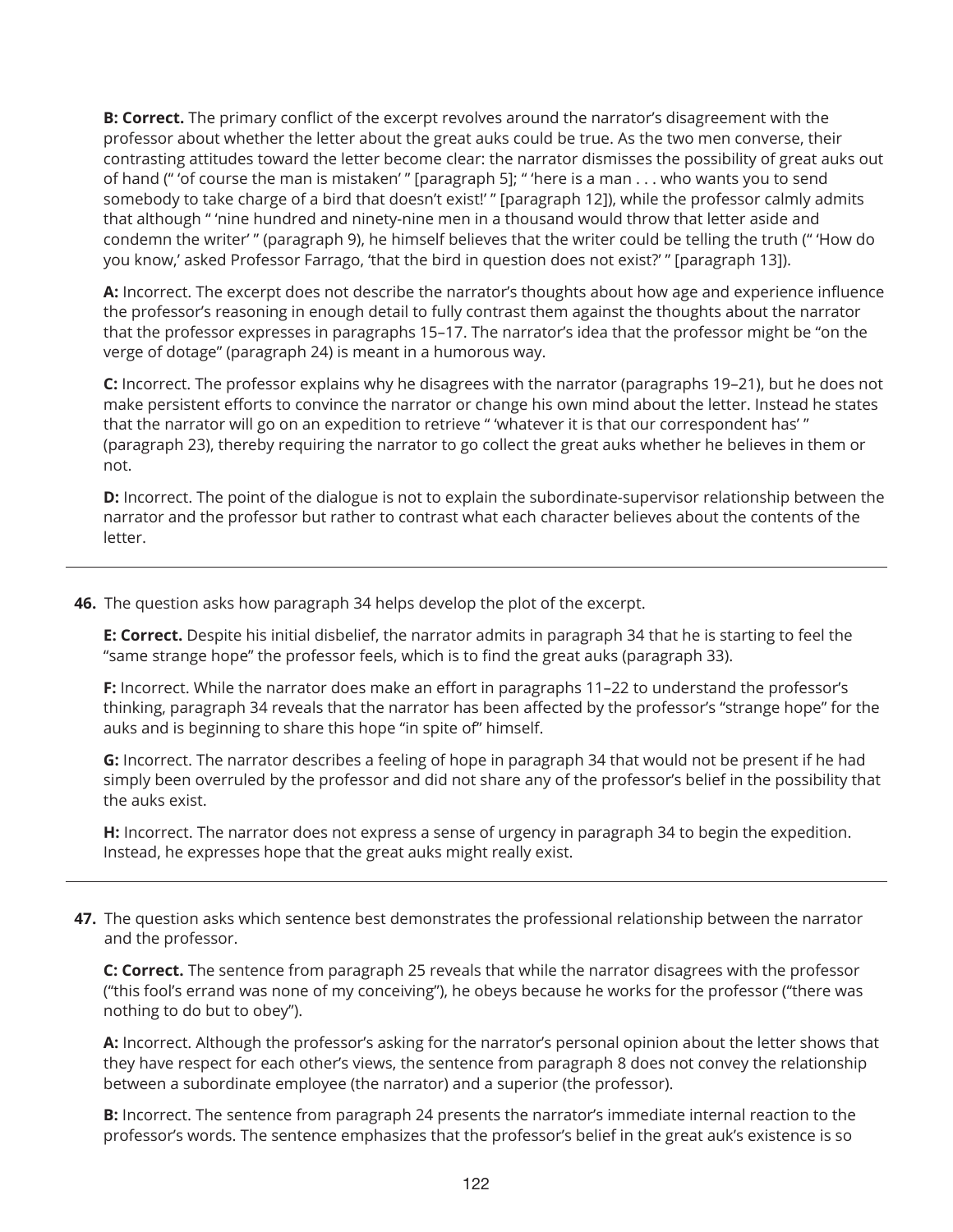**B: Correct.** The primary conflict of the excerpt revolves around the narrator's disagreement with the professor about whether the letter about the great auks could be true. As the two men converse, their contrasting attitudes toward the letter become clear: the narrator dismisses the possibility of great auks out of hand (" 'of course the man is mistaken' " [paragraph 5]; " 'here is a man . . . who wants you to send somebody to take charge of a bird that doesn't exist!' " [paragraph 12]), while the professor calmly admits that although " 'nine hundred and ninety-nine men in a thousand would throw that letter aside and condemn the writer' " (paragraph 9), he himself believes that the writer could be telling the truth (" 'How do you know,' asked Professor Farrago, 'that the bird in question does not exist?' " [paragraph 13]).

**A:** Incorrect. The excerpt does not describe the narrator's thoughts about how age and experience influence the professor's reasoning in enough detail to fully contrast them against the thoughts about the narrator that the professor expresses in paragraphs 15–17. The narrator's idea that the professor might be "on the verge of dotage" (paragraph 24) is meant in a humorous way.

**C:** Incorrect. The professor explains why he disagrees with the narrator (paragraphs 19–21), but he does not make persistent efforts to convince the narrator or change his own mind about the letter. Instead he states that the narrator will go on an expedition to retrieve " 'whatever it is that our correspondent has' " (paragraph 23), thereby requiring the narrator to go collect the great auks whether he believes in them or not.

**D:** Incorrect. The point of the dialogue is not to explain the subordinate-supervisor relationship between the narrator and the professor but rather to contrast what each character believes about the contents of the letter.

---

**46.** The question asks how paragraph 34 helps develop the plot of the excerpt.

**E: Correct.** Despite his initial disbelief, the narrator admits in paragraph 34 that he is starting to feel the "same strange hope" the professor feels, which is to find the great auks (paragraph 33).

**F:** Incorrect. While the narrator does make an effort in paragraphs 11–22 to understand the professor's thinking, paragraph 34 reveals that the narrator has been affected by the professor's "strange hope" for the auks and is beginning to share this hope "in spite of" himself.

**G:** Incorrect. The narrator describes a feeling of hope in paragraph 34 that would not be present if he had simply been overruled by the professor and did not share any of the professor's belief in the possibility that the auks exist.

**H:** Incorrect. The narrator does not express a sense of urgency in paragraph 34 to begin the expedition. Instead, he expresses hope that the great auks might really exist.

---

**47.** The question asks which sentence best demonstrates the professional relationship between the narrator and the professor.

**C: Correct.** The sentence from paragraph 25 reveals that while the narrator disagrees with the professor ("this fool's errand was none of my conceiving"), he obeys because he works for the professor ("there was nothing to do but to obey").

**A:** Incorrect. Although the professor's asking for the narrator's personal opinion about the letter shows that they have respect for each other's views, the sentence from paragraph 8 does not convey the relationship between a subordinate employee (the narrator) and a superior (the professor).

**B:** Incorrect. The sentence from paragraph 24 presents the narrator's immediate internal reaction to the professor's words. The sentence emphasizes that the professor's belief in the great auk's existence is so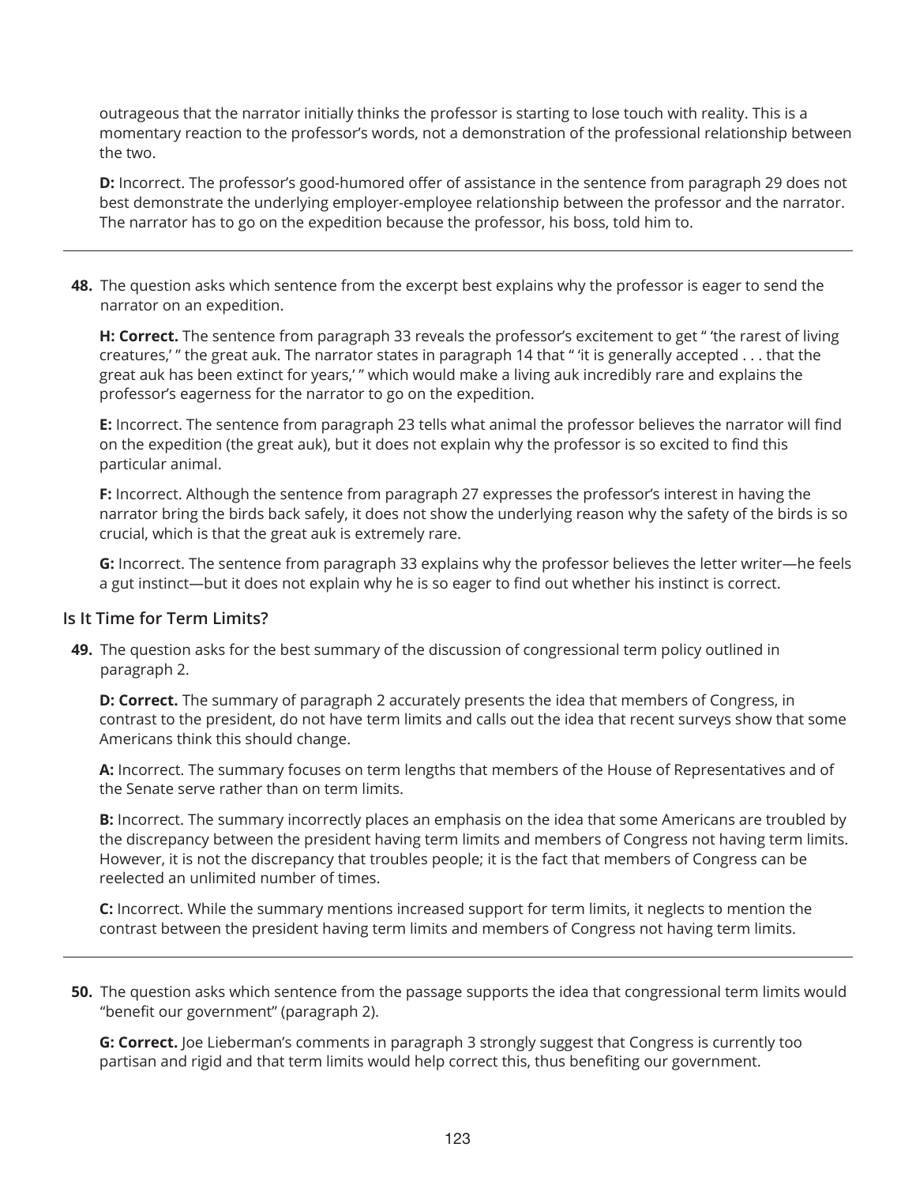outrageous that the narrator initially thinks the professor is starting to lose touch with reality. This is a momentary reaction to the professor's words, not a demonstration of the professional relationship between the two.

**D:** Incorrect. The professor's good-humored offer of assistance in the sentence from paragraph 29 does not best demonstrate the underlying employer-employee relationship between the professor and the narrator. The narrator has to go on the expedition because the professor, his boss, told him to.

---

**48.** The question asks which sentence from the excerpt best explains why the professor is eager to send the narrator on an expedition.

**H: Correct.** The sentence from paragraph 33 reveals the professor's excitement to get " 'the rarest of living creatures,' " the great auk. The narrator states in paragraph 14 that " 'it is generally accepted . . . that the great auk has been extinct for years,' " which would make a living auk incredibly rare and explains the professor's eagerness for the narrator to go on the expedition.

**E:** Incorrect. The sentence from paragraph 23 tells what animal the professor believes the narrator will find on the expedition (the great auk), but it does not explain why the professor is so excited to find this particular animal.

**F:** Incorrect. Although the sentence from paragraph 27 expresses the professor's interest in having the narrator bring the birds back safely, it does not show the underlying reason why the safety of the birds is so crucial, which is that the great auk is extremely rare.

**G:** Incorrect. The sentence from paragraph 33 explains why the professor believes the letter writer—he feels a gut instinct—but it does not explain why he is so eager to find out whether his instinct is correct.

### Is It Time for Term Limits?

**49.** The question asks for the best summary of the discussion of congressional term policy outlined in paragraph 2.

**D: Correct.** The summary of paragraph 2 accurately presents the idea that members of Congress, in contrast to the president, do not have term limits and calls out the idea that recent surveys show that some Americans think this should change.

**A:** Incorrect. The summary focuses on term lengths that members of the House of Representatives and of the Senate serve rather than on term limits.

**B:** Incorrect. The summary incorrectly places an emphasis on the idea that some Americans are troubled by the discrepancy between the president having term limits and members of Congress not having term limits. However, it is not the discrepancy that troubles people; it is the fact that members of Congress can be reelected an unlimited number of times.

**C:** Incorrect. While the summary mentions increased support for term limits, it neglects to mention the contrast between the president having term limits and members of Congress not having term limits.

---

**50.** The question asks which sentence from the passage supports the idea that congressional term limits would "benefit our government" (paragraph 2).

**G: Correct.** Joe Lieberman's comments in paragraph 3 strongly suggest that Congress is currently too partisan and rigid and that term limits would help correct this, thus benefiting our government.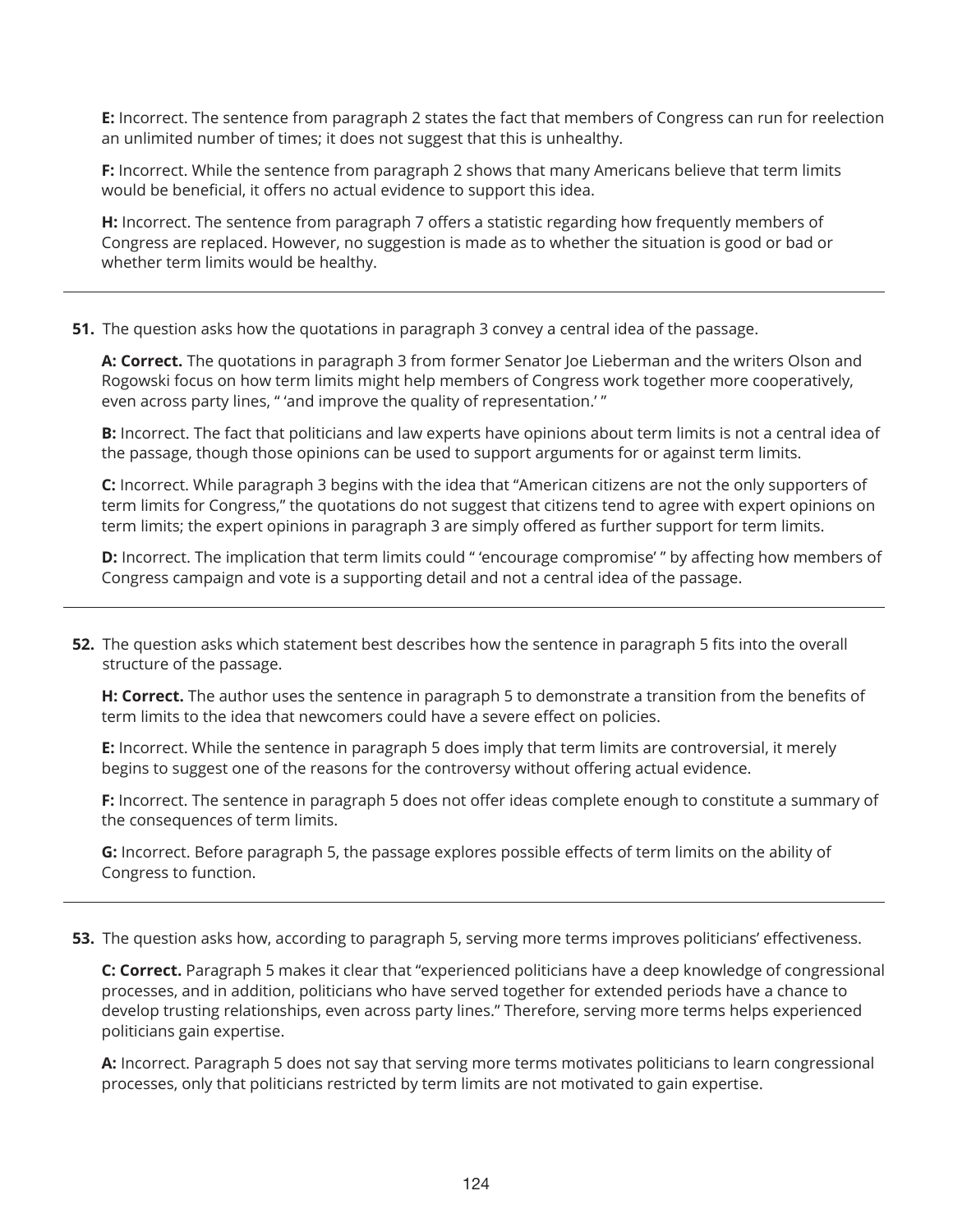**E:** Incorrect. The sentence from paragraph 2 states the fact that members of Congress can run for reelection an unlimited number of times; it does not suggest that this is unhealthy.

**F:** Incorrect. While the sentence from paragraph 2 shows that many Americans believe that term limits would be beneficial, it offers no actual evidence to support this idea.

**H:** Incorrect. The sentence from paragraph 7 offers a statistic regarding how frequently members of Congress are replaced. However, no suggestion is made as to whether the situation is good or bad or whether term limits would be healthy.

---

**51.** The question asks how the quotations in paragraph 3 convey a central idea of the passage.

**A: Correct.** The quotations in paragraph 3 from former Senator Joe Lieberman and the writers Olson and Rogowski focus on how term limits might help members of Congress work together more cooperatively, even across party lines, " 'and improve the quality of representation.' "

**B:** Incorrect. The fact that politicians and law experts have opinions about term limits is not a central idea of the passage, though those opinions can be used to support arguments for or against term limits.

**C:** Incorrect. While paragraph 3 begins with the idea that "American citizens are not the only supporters of term limits for Congress," the quotations do not suggest that citizens tend to agree with expert opinions on term limits; the expert opinions in paragraph 3 are simply offered as further support for term limits.

**D:** Incorrect. The implication that term limits could " 'encourage compromise' " by affecting how members of Congress campaign and vote is a supporting detail and not a central idea of the passage.

---

**52.** The question asks which statement best describes how the sentence in paragraph 5 fits into the overall structure of the passage.

**H: Correct.** The author uses the sentence in paragraph 5 to demonstrate a transition from the benefits of term limits to the idea that newcomers could have a severe effect on policies.

**E:** Incorrect. While the sentence in paragraph 5 does imply that term limits are controversial, it merely begins to suggest one of the reasons for the controversy without offering actual evidence.

**F:** Incorrect. The sentence in paragraph 5 does not offer ideas complete enough to constitute a summary of the consequences of term limits.

**G:** Incorrect. Before paragraph 5, the passage explores possible effects of term limits on the ability of Congress to function.

---

**53.** The question asks how, according to paragraph 5, serving more terms improves politicians' effectiveness.

**C: Correct.** Paragraph 5 makes it clear that "experienced politicians have a deep knowledge of congressional processes, and in addition, politicians who have served together for extended periods have a chance to develop trusting relationships, even across party lines." Therefore, serving more terms helps experienced politicians gain expertise.

**A:** Incorrect. Paragraph 5 does not say that serving more terms motivates politicians to learn congressional processes, only that politicians restricted by term limits are not motivated to gain expertise.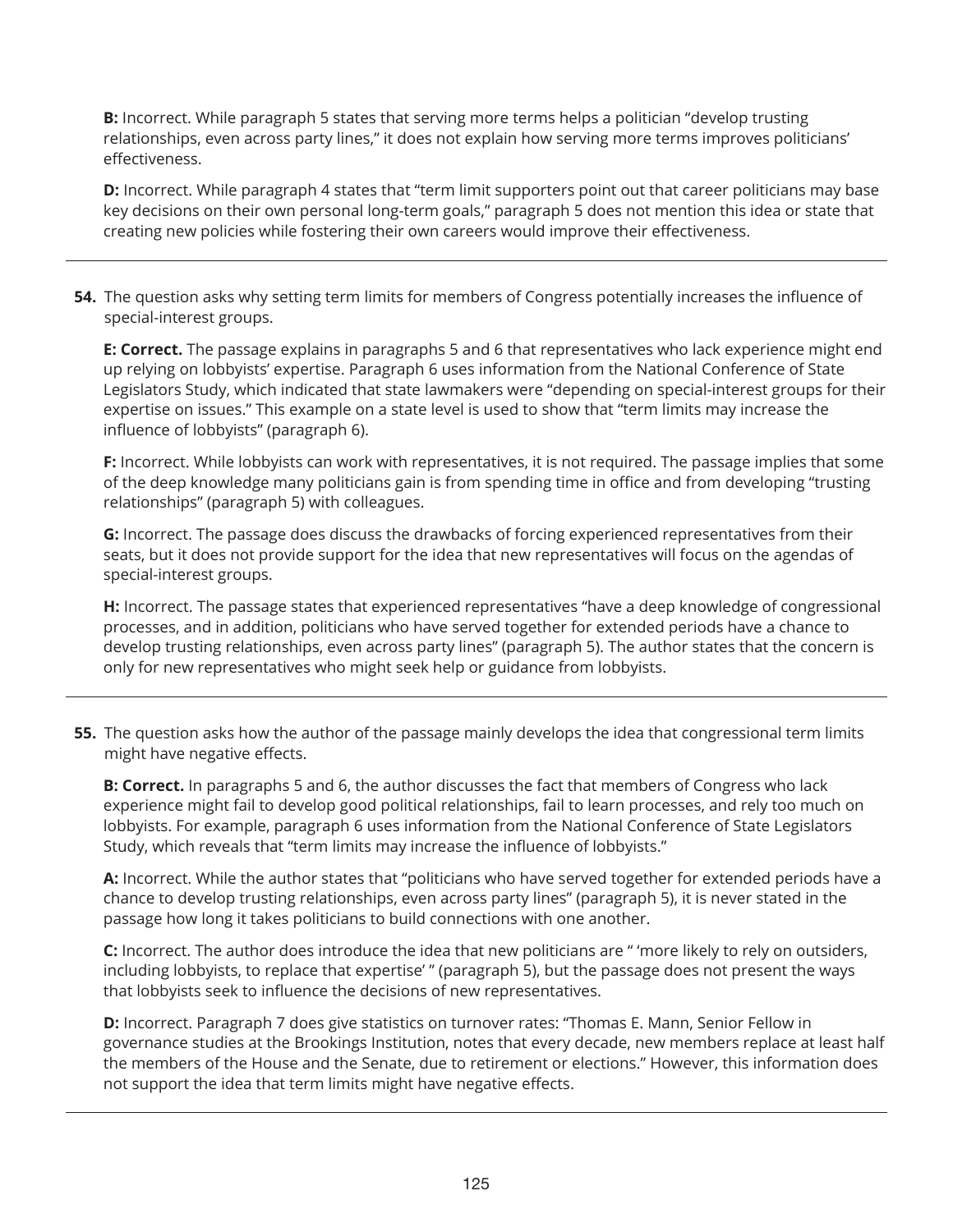**B:** Incorrect. While paragraph 5 states that serving more terms helps a politician "develop trusting relationships, even across party lines," it does not explain how serving more terms improves politicians' effectiveness.

**D:** Incorrect. While paragraph 4 states that "term limit supporters point out that career politicians may base key decisions on their own personal long-term goals," paragraph 5 does not mention this idea or state that creating new policies while fostering their own careers would improve their effectiveness.

---

**54.** The question asks why setting term limits for members of Congress potentially increases the influence of special-interest groups.

**E: Correct.** The passage explains in paragraphs 5 and 6 that representatives who lack experience might end up relying on lobbyists' expertise. Paragraph 6 uses information from the National Conference of State Legislators Study, which indicated that state lawmakers were "depending on special-interest groups for their expertise on issues." This example on a state level is used to show that "term limits may increase the influence of lobbyists" (paragraph 6).

**F:** Incorrect. While lobbyists can work with representatives, it is not required. The passage implies that some of the deep knowledge many politicians gain is from spending time in office and from developing "trusting relationships" (paragraph 5) with colleagues.

**G:** Incorrect. The passage does discuss the drawbacks of forcing experienced representatives from their seats, but it does not provide support for the idea that new representatives will focus on the agendas of special-interest groups.

**H:** Incorrect. The passage states that experienced representatives "have a deep knowledge of congressional processes, and in addition, politicians who have served together for extended periods have a chance to develop trusting relationships, even across party lines" (paragraph 5). The author states that the concern is only for new representatives who might seek help or guidance from lobbyists.

---

**55.** The question asks how the author of the passage mainly develops the idea that congressional term limits might have negative effects.

**B: Correct.** In paragraphs 5 and 6, the author discusses the fact that members of Congress who lack experience might fail to develop good political relationships, fail to learn processes, and rely too much on lobbyists. For example, paragraph 6 uses information from the National Conference of State Legislators Study, which reveals that "term limits may increase the influence of lobbyists."

**A:** Incorrect. While the author states that "politicians who have served together for extended periods have a chance to develop trusting relationships, even across party lines" (paragraph 5), it is never stated in the passage how long it takes politicians to build connections with one another.

**C:** Incorrect. The author does introduce the idea that new politicians are " 'more likely to rely on outsiders, including lobbyists, to replace that expertise' " (paragraph 5), but the passage does not present the ways that lobbyists seek to influence the decisions of new representatives.

**D:** Incorrect. Paragraph 7 does give statistics on turnover rates: "Thomas E. Mann, Senior Fellow in governance studies at the Brookings Institution, notes that every decade, new members replace at least half the members of the House and the Senate, due to retirement or elections." However, this information does not support the idea that term limits might have negative effects.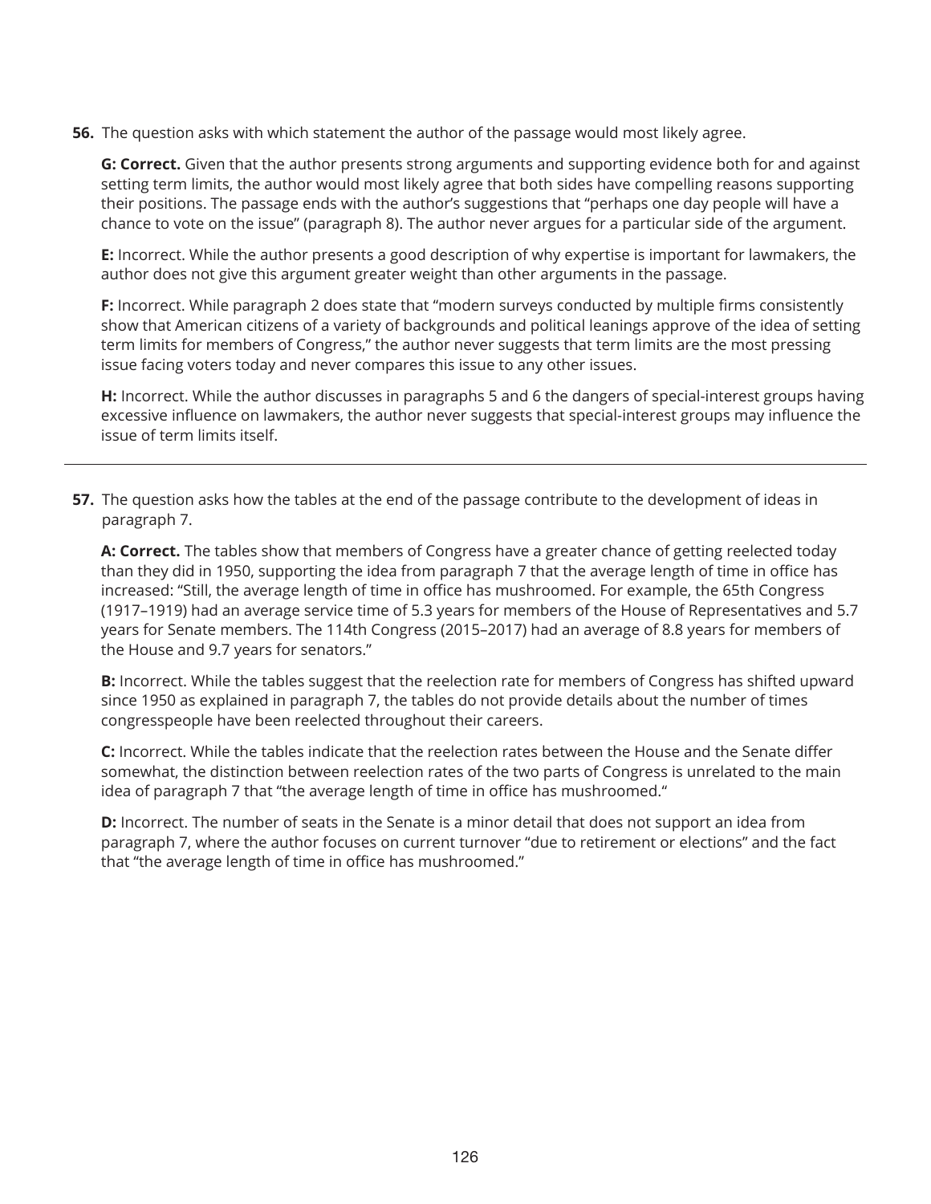**56.** The question asks with which statement the author of the passage would most likely agree.

**G: Correct.** Given that the author presents strong arguments and supporting evidence both for and against setting term limits, the author would most likely agree that both sides have compelling reasons supporting their positions. The passage ends with the author's suggestions that "perhaps one day people will have a chance to vote on the issue" (paragraph 8). The author never argues for a particular side of the argument.

**E:** Incorrect. While the author presents a good description of why expertise is important for lawmakers, the author does not give this argument greater weight than other arguments in the passage.

**F:** Incorrect. While paragraph 2 does state that "modern surveys conducted by multiple firms consistently show that American citizens of a variety of backgrounds and political leanings approve of the idea of setting term limits for members of Congress," the author never suggests that term limits are the most pressing issue facing voters today and never compares this issue to any other issues.

**H:** Incorrect. While the author discusses in paragraphs 5 and 6 the dangers of special-interest groups having excessive influence on lawmakers, the author never suggests that special-interest groups may influence the issue of term limits itself.

---

**57.** The question asks how the tables at the end of the passage contribute to the development of ideas in paragraph 7.

**A: Correct.** The tables show that members of Congress have a greater chance of getting reelected today than they did in 1950, supporting the idea from paragraph 7 that the average length of time in office has increased: "Still, the average length of time in office has mushroomed. For example, the 65th Congress (1917–1919) had an average service time of 5.3 years for members of the House of Representatives and 5.7 years for Senate members. The 114th Congress (2015–2017) had an average of 8.8 years for members of the House and 9.7 years for senators."

**B:** Incorrect. While the tables suggest that the reelection rate for members of Congress has shifted upward since 1950 as explained in paragraph 7, the tables do not provide details about the number of times congresspeople have been reelected throughout their careers.

**C:** Incorrect. While the tables indicate that the reelection rates between the House and the Senate differ somewhat, the distinction between reelection rates of the two parts of Congress is unrelated to the main idea of paragraph 7 that "the average length of time in office has mushroomed."

**D:** Incorrect. The number of seats in the Senate is a minor detail that does not support an idea from paragraph 7, where the author focuses on current turnover "due to retirement or elections" and the fact that "the average length of time in office has mushroomed."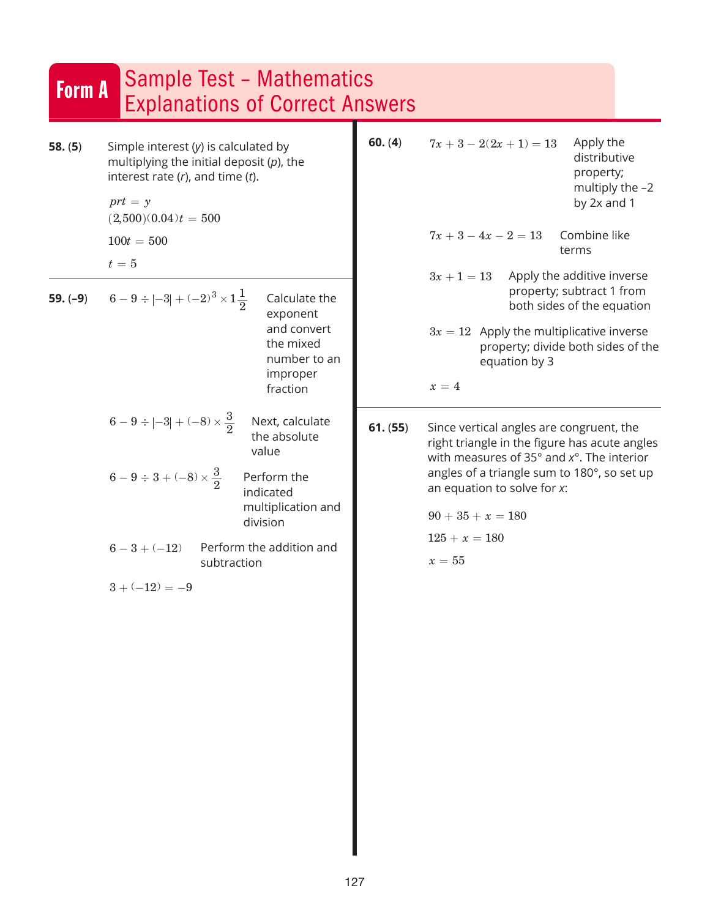# Form A Sample Test – Mathematics Explanations of Correct Answers

**58.** (**5**)

Simple interest ($y$) is calculated by multiplying the initial deposit ($p$), the interest rate ($r$), and time ($t$).

$prt = y$

$(2{,}500)(0.04)t = 500$

$100t = 500$

$t = 5$

---

**59.** (**–9**)

$6 - 9 \div |-3| + (-2)^3 \times 1\frac{1}{2}$ — Calculate the exponent and convert the mixed number to an improper fraction

$6 - 9 \div |-3| + (-8) \times \frac{3}{2}$ — Next, calculate the absolute value

$6 - 9 \div 3 + (-8) \times \frac{3}{2}$ — Perform the indicated multiplication and division

$6 - 3 + (-12)$ — Perform the addition and subtraction

$3 + (-12) = -9$

---

**60.** (**4**)

$7x + 3 - 2(2x + 1) = 13$ — Apply the distributive property; multiply the –2 by 2x and 1

$7x + 3 - 4x - 2 = 13$ — Combine like terms

$3x + 1 = 13$ — Apply the additive inverse property; subtract 1 from both sides of the equation

$3x = 12$ — Apply the multiplicative inverse property; divide both sides of the equation by 3

$x = 4$

---

**61.** (**55**)

Since vertical angles are congruent, the right triangle in the figure has acute angles with measures of 35° and $x$°. The interior angles of a triangle sum to 180°, so set up an equation to solve for $x$:

$90 + 35 + x = 180$

$125 + x = 180$

$x = 55$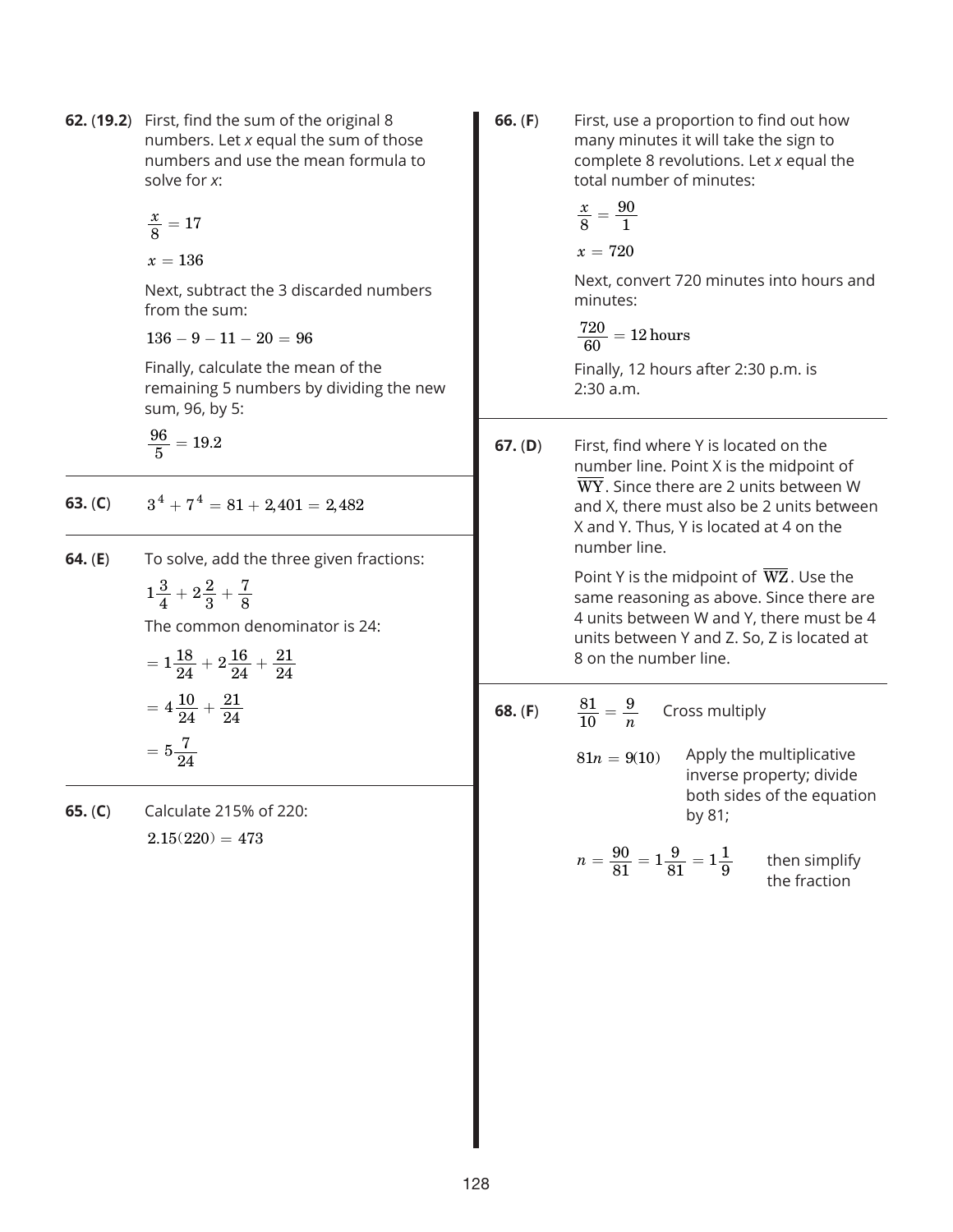**62. (19.2)** First, find the sum of the original 8 numbers. Let *x* equal the sum of those numbers and use the mean formula to solve for *x*:

$\frac{x}{8} = 17$

$x = 136$

Next, subtract the 3 discarded numbers from the sum:

$136 - 9 - 11 - 20 = 96$

Finally, calculate the mean of the remaining 5 numbers by dividing the new sum, 96, by 5:

$\frac{96}{5} = 19.2$

---

**63. (C)** $3^4 + 7^4 = 81 + 2{,}401 = 2{,}482$

---

**64. (E)** To solve, add the three given fractions:

$1\frac{3}{4} + 2\frac{2}{3} + \frac{7}{8}$

The common denominator is 24:

$= 1\frac{18}{24} + 2\frac{16}{24} + \frac{21}{24}$

$= 4\frac{10}{24} + \frac{21}{24}$

$= 5\frac{7}{24}$

---

**65. (C)** Calculate 215% of 220:

$2.15(220) = 473$

---

**66. (F)** First, use a proportion to find out how many minutes it will take the sign to complete 8 revolutions. Let *x* equal the total number of minutes:

$\frac{x}{8} = \frac{90}{1}$

$x = 720$

Next, convert 720 minutes into hours and minutes:

$\frac{720}{60} = 12\,\text{hours}$

Finally, 12 hours after 2:30 p.m. is 2:30 a.m.

---

**67. (D)** First, find where Y is located on the number line. Point X is the midpoint of $\overline{WY}$. Since there are 2 units between W and X, there must also be 2 units between X and Y. Thus, Y is located at 4 on the number line.

Point Y is the midpoint of $\overline{WZ}$. Use the same reasoning as above. Since there are 4 units between W and Y, there must be 4 units between Y and Z. So, Z is located at 8 on the number line.

---

**68. (F)**

$\frac{81}{10} = \frac{9}{n}$ Cross multiply

$81n = 9(10)$ Apply the multiplicative inverse property; divide both sides of the equation by 81;

$n = \frac{90}{81} = 1\frac{9}{81} = 1\frac{1}{9}$ then simplify the fraction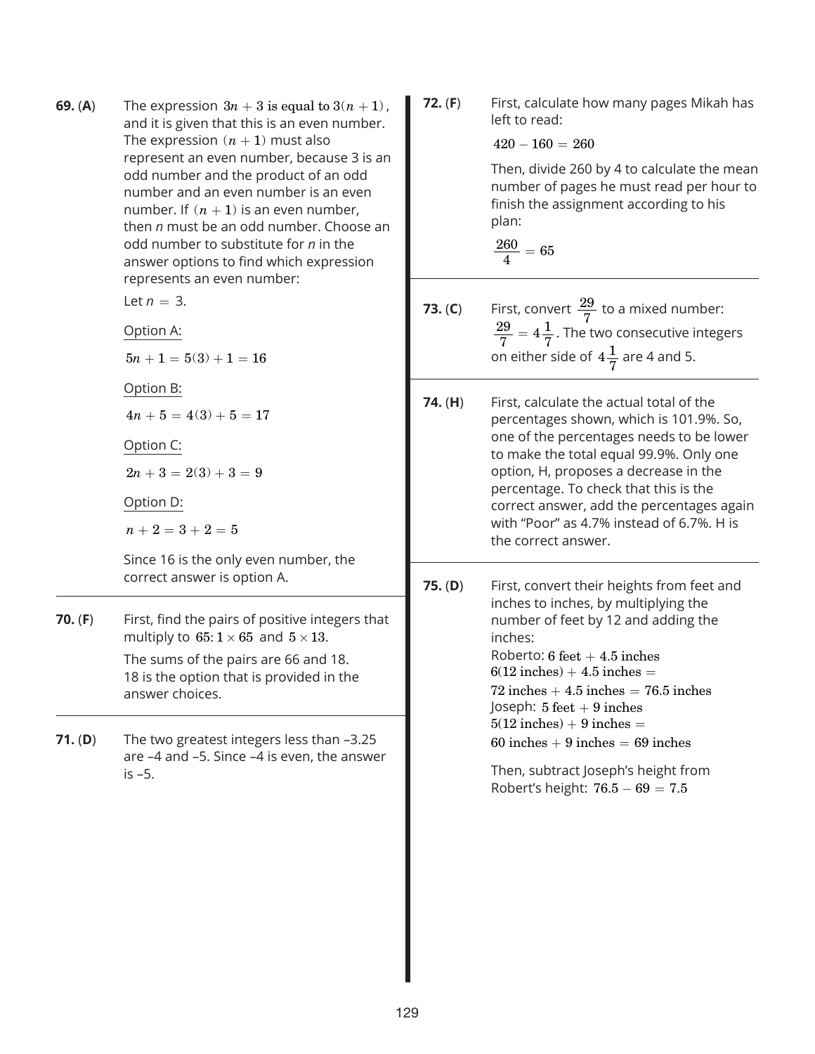**69. (A)** The expression $3n + 3$ is equal to $3(n+1)$, and it is given that this is an even number. The expression $(n+1)$ must also represent an even number, because 3 is an odd number and the product of an odd number and an even number is an even number. If $(n+1)$ is an even number, then *n* must be an odd number. Choose an odd number to substitute for *n* in the answer options to find which expression represents an even number:

Let $n = 3$.

Option A:

$5n + 1 = 5(3) + 1 = 16$

Option B:

$4n + 5 = 4(3) + 5 = 17$

Option C:

$2n + 3 = 2(3) + 3 = 9$

Option D:

$n + 2 = 3 + 2 = 5$

Since 16 is the only even number, the correct answer is option A.

---

**70. (F)** First, find the pairs of positive integers that multiply to $65$: $1 \times 65$ and $5 \times 13$.

The sums of the pairs are 66 and 18. 18 is the option that is provided in the answer choices.

---

**71. (D)** The two greatest integers less than –3.25 are –4 and –5. Since –4 is even, the answer is –5.

---

**72. (F)** First, calculate how many pages Mikah has left to read:

$420 - 160 = 260$

Then, divide 260 by 4 to calculate the mean number of pages he must read per hour to finish the assignment according to his plan:

$\frac{260}{4} = 65$

---

**73. (C)** First, convert $\frac{29}{7}$ to a mixed number: $\frac{29}{7} = 4\frac{1}{7}$. The two consecutive integers on either side of $4\frac{1}{7}$ are 4 and 5.

---

**74. (H)** First, calculate the actual total of the percentages shown, which is 101.9%. So, one of the percentages needs to be lower to make the total equal 99.9%. Only one option, H, proposes a decrease in the percentage. To check that this is the correct answer, add the percentages again with "Poor" as 4.7% instead of 6.7%. H is the correct answer.

---

**75. (D)** First, convert their heights from feet and inches to inches, by multiplying the number of feet by 12 and adding the inches:

Roberto: $6 \text{ feet} + 4.5 \text{ inches}$
$6(12 \text{ inches}) + 4.5 \text{ inches} =$
$72 \text{ inches} + 4.5 \text{ inches} = 76.5 \text{ inches}$

Joseph: $5 \text{ feet} + 9 \text{ inches}$
$5(12 \text{ inches}) + 9 \text{ inches} =$
$60 \text{ inches} + 9 \text{ inches} = 69 \text{ inches}$

Then, subtract Joseph's height from Robert's height: $76.5 - 69 = 7.5$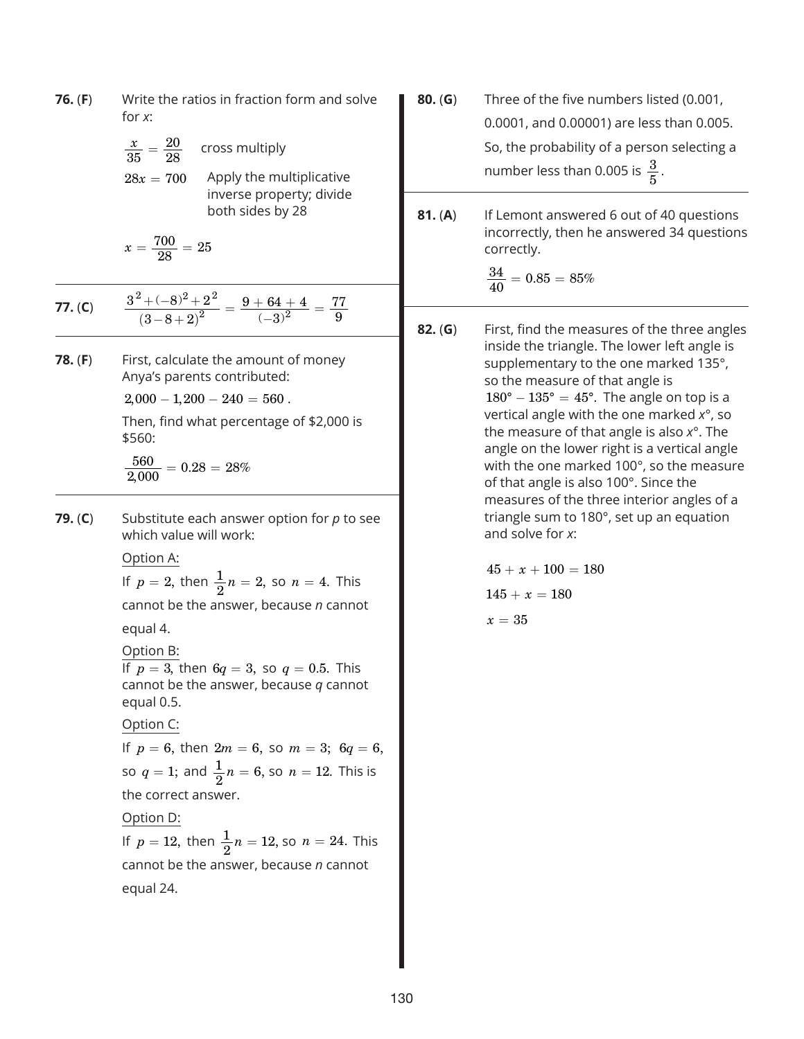**76.** (**F**) Write the ratios in fraction form and solve for $x$:

$\frac{x}{35} = \frac{20}{28}$ cross multiply

$28x = 700$ Apply the multiplicative inverse property; divide both sides by 28

$x = \frac{700}{28} = 25$

**77.** (**C**) $\frac{3^2 + (-8)^2 + 2^2}{(3 - 8 + 2)^2} = \frac{9 + 64 + 4}{(-3)^2} = \frac{77}{9}$

**78.** (**F**) First, calculate the amount of money Anya's parents contributed:

$2{,}000 - 1{,}200 - 240 = 560$ .

Then, find what percentage of \$2,000 is \$560:

$\frac{560}{2{,}000} = 0.28 = 28\%$

**79.** (**C**) Substitute each answer option for $p$ to see which value will work:

Option A:

If $p = 2$, then $\frac{1}{2}n = 2$, so $n = 4$. This cannot be the answer, because $n$ cannot equal 4.

Option B:

If $p = 3$, then $6q = 3$, so $q = 0.5$. This cannot be the answer, because $q$ cannot equal 0.5.

Option C:

If $p = 6$, then $2m = 6$, so $m = 3$; $6q = 6$, so $q = 1$; and $\frac{1}{2}n = 6$, so $n = 12$. This is the correct answer.

Option D:

If $p = 12$, then $\frac{1}{2}n = 12$, so $n = 24$. This cannot be the answer, because $n$ cannot equal 24.

**80.** (**G**) Three of the five numbers listed (0.001, 0.0001, and 0.00001) are less than 0.005. So, the probability of a person selecting a number less than 0.005 is $\frac{3}{5}$.

**81.** (**A**) If Lemont answered 6 out of 40 questions incorrectly, then he answered 34 questions correctly.

$\frac{34}{40} = 0.85 = 85\%$

**82.** (**G**) First, find the measures of the three angles inside the triangle. The lower left angle is supplementary to the one marked 135°, so the measure of that angle is $180° - 135° = 45°$. The angle on top is a vertical angle with the one marked $x$°, so the measure of that angle is also $x$°. The angle on the lower right is a vertical angle with the one marked 100°, so the measure of that angle is also 100°. Since the measures of the three interior angles of a triangle sum to 180°, set up an equation and solve for $x$:

$45 + x + 100 = 180$

$145 + x = 180$

$x = 35$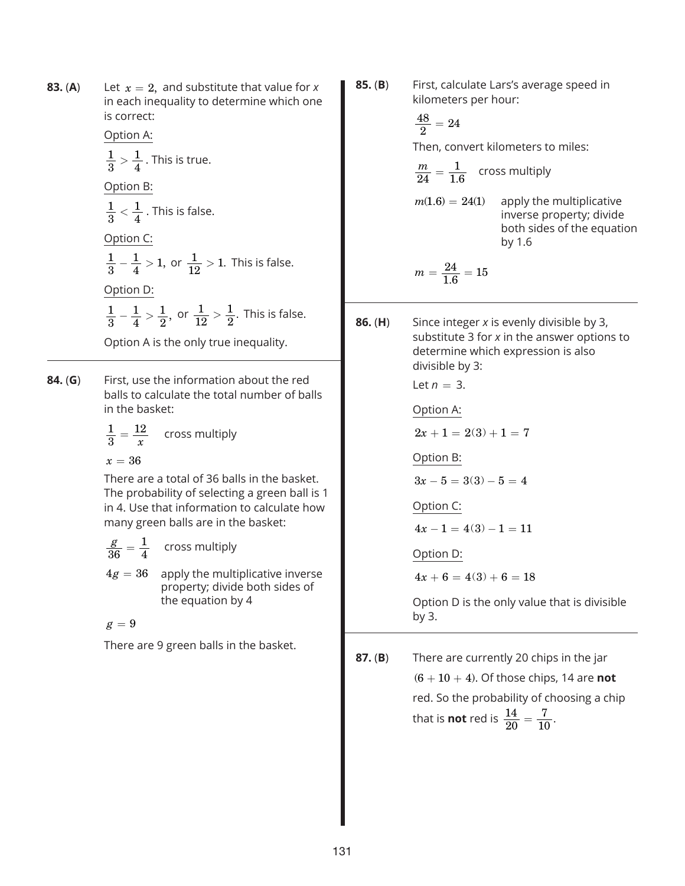**83. (A)** Let $x = 2$, and substitute that value for *x* in each inequality to determine which one is correct:

Option A:

$\frac{1}{3} > \frac{1}{4}$. This is true.

Option B:

$\frac{1}{3} < \frac{1}{4}$. This is false.

Option C:

$\frac{1}{3} - \frac{1}{4} > 1$, or $\frac{1}{12} > 1$. This is false.

Option D:

$\frac{1}{3} - \frac{1}{4} > \frac{1}{2}$, or $\frac{1}{12} > \frac{1}{2}$. This is false.

Option A is the only true inequality.

---

**84. (G)** First, use the information about the red balls to calculate the total number of balls in the basket:

$\frac{1}{3} = \frac{12}{x}$ cross multiply

$x = 36$

There are a total of 36 balls in the basket. The probability of selecting a green ball is 1 in 4. Use that information to calculate how many green balls are in the basket:

$\frac{g}{36} = \frac{1}{4}$ cross multiply

$4g = 36$ apply the multiplicative inverse property; divide both sides of the equation by 4

$g = 9$

There are 9 green balls in the basket.

---

**85. (B)** First, calculate Lars's average speed in kilometers per hour:

$\frac{48}{2} = 24$

Then, convert kilometers to miles:

$\frac{m}{24} = \frac{1}{1.6}$ cross multiply

$m(1.6) = 24(1)$ apply the multiplicative inverse property; divide both sides of the equation by 1.6

$m = \frac{24}{1.6} = 15$

---

**86. (H)** Since integer *x* is evenly divisible by 3, substitute 3 for *x* in the answer options to determine which expression is also divisible by 3:

Let $n = 3$.

Option A:

$2x + 1 = 2(3) + 1 = 7$

Option B:

$3x - 5 = 3(3) - 5 = 4$

Option C:

$4x - 1 = 4(3) - 1 = 11$

Option D:

$4x + 6 = 4(3) + 6 = 18$

Option D is the only value that is divisible by 3.

---

**87. (B)** There are currently 20 chips in the jar $(6 + 10 + 4)$. Of those chips, 14 are **not** red. So the probability of choosing a chip that is **not** red is $\frac{14}{20} = \frac{7}{10}$.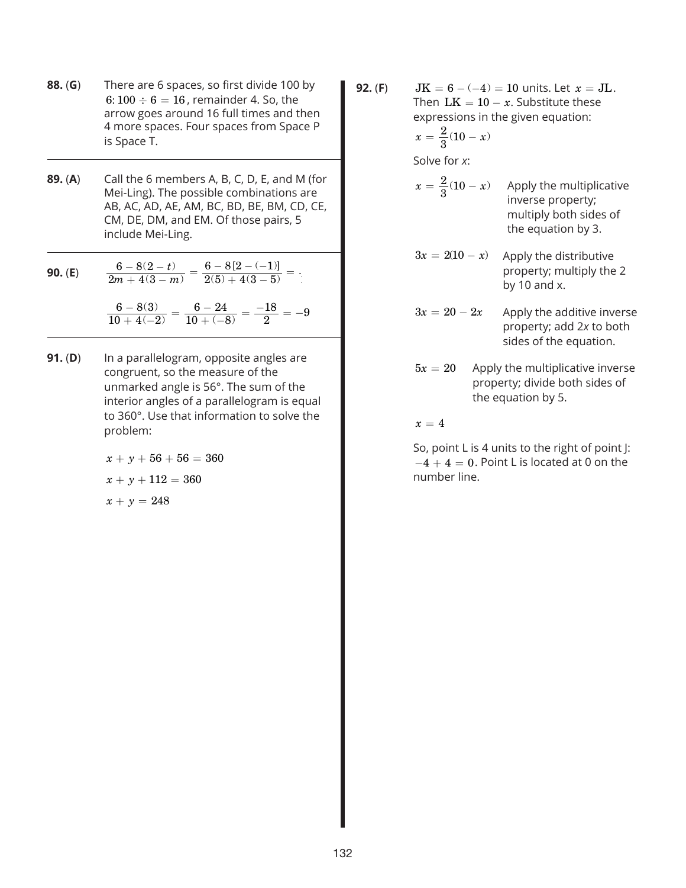**88. (G)** There are 6 spaces, so first divide 100 by $6: 100 \div 6 = 16$, remainder 4. So, the arrow goes around 16 full times and then 4 more spaces. Four spaces from Space P is Space T.

---

**89. (A)** Call the 6 members A, B, C, D, E, and M (for Mei-Ling). The possible combinations are AB, AC, AD, AE, AM, BC, BD, BE, BM, CD, CE, CM, DE, DM, and EM. Of those pairs, 5 include Mei-Ling.

---

**90. (E)**

$$\frac{6-8(2-t)}{2m+4(3-m)} = \frac{6-8[2-(-1)]}{2(5)+4(3-5)} =$$

$$\frac{6-8(3)}{10+4(-2)} = \frac{6-24}{10+(-8)} = \frac{-18}{2} = -9$$

---

**91. (D)** In a parallelogram, opposite angles are congruent, so the measure of the unmarked angle is 56°. The sum of the interior angles of a parallelogram is equal to 360°. Use that information to solve the problem:

$$x + y + 56 + 56 = 360$$

$$x + y + 112 = 360$$

$$x + y = 248$$

---

**92. (F)** $\text{JK} = 6 - (-4) = 10$ units. Let $x = \text{JL}$. Then $\text{LK} = 10 - x$. Substitute these expressions in the given equation:

$$x = \frac{2}{3}(10 - x)$$

Solve for *x*:

$x = \frac{2}{3}(10 - x)$ Apply the multiplicative inverse property; multiply both sides of the equation by 3.

$3x = 2(10 - x)$ Apply the distributive property; multiply the 2 by 10 and x.

$3x = 20 - 2x$ Apply the additive inverse property; add 2*x* to both sides of the equation.

$5x = 20$ Apply the multiplicative inverse property; divide both sides of the equation by 5.

$x = 4$

So, point L is 4 units to the right of point J: $-4 + 4 = 0$. Point L is located at 0 on the number line.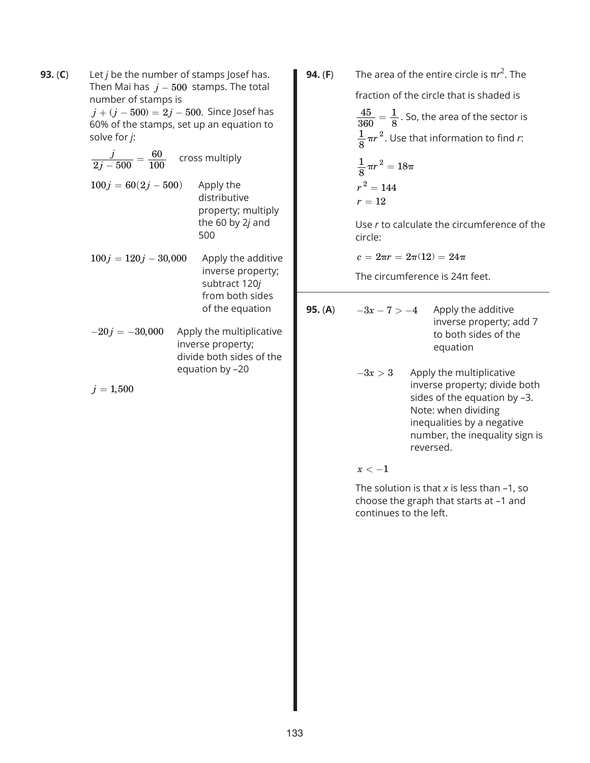**93.** (**C**) Let *j* be the number of stamps Josef has. Then Mai has $j - 500$ stamps. The total number of stamps is $j + (j - 500) = 2j - 500$. Since Josef has 60% of the stamps, set up an equation to solve for *j*:

$$\frac{j}{2j - 500} = \frac{60}{100}$$ cross multiply

$$100j = 60(2j - 500)$$ Apply the distributive property; multiply the 60 by 2*j* and 500

$$100j = 120j - 30{,}000$$ Apply the additive inverse property; subtract 120*j* from both sides of the equation

$$-20j = -30{,}000$$ Apply the multiplicative inverse property; divide both sides of the equation by –20

$$j = 1{,}500$$

**94.** (**F**) The area of the entire circle is $\pi r^2$. The fraction of the circle that is shaded is $\frac{45}{360} = \frac{1}{8}$. So, the area of the sector is $\frac{1}{8}\pi r^2$. Use that information to find *r*:

$$\frac{1}{8}\pi r^2 = 18\pi$$

$$r^2 = 144$$

$$r = 12$$

Use *r* to calculate the circumference of the circle:

$$c = 2\pi r = 2\pi(12) = 24\pi$$

The circumference is 24π feet.

**95.** (**A**)

$$-3x - 7 > -4$$ Apply the additive inverse property; add 7 to both sides of the equation

$$-3x > 3$$ Apply the multiplicative inverse property; divide both sides of the equation by –3. Note: when dividing inequalities by a negative number, the inequality sign is reversed.

$$x < -1$$

The solution is that *x* is less than –1, so choose the graph that starts at –1 and continues to the left.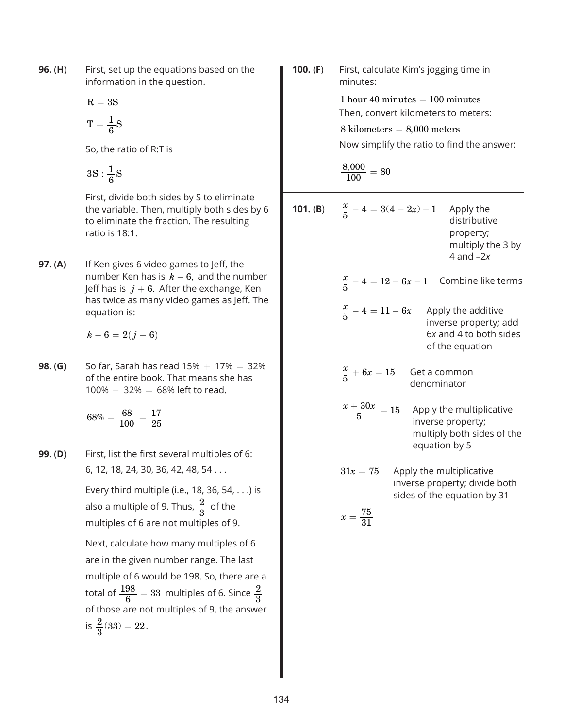**96. (H)** First, set up the equations based on the information in the question.

$$R = 3S$$

$$T = \frac{1}{6}S$$

So, the ratio of R:T is

$$3S : \frac{1}{6}S$$

First, divide both sides by S to eliminate the variable. Then, multiply both sides by 6 to eliminate the fraction. The resulting ratio is 18:1.

---

**97. (A)** If Ken gives 6 video games to Jeff, the number Ken has is $k - 6,$ and the number Jeff has is $j + 6.$ After the exchange, Ken has twice as many video games as Jeff. The equation is:

$$k - 6 = 2(j + 6)$$

---

**98. (G)** So far, Sarah has read 15% + 17% = 32% of the entire book. That means she has 100% − 32% = 68% left to read.

$$68\% = \frac{68}{100} = \frac{17}{25}$$

---

**99. (D)** First, list the first several multiples of 6: 6, 12, 18, 24, 30, 36, 42, 48, 54 . . .

Every third multiple (i.e., 18, 36, 54, . . .) is also a multiple of 9. Thus, $\frac{2}{3}$ of the multiples of 6 are not multiples of 9.

Next, calculate how many multiples of 6 are in the given number range. The last multiple of 6 would be 198. So, there are a total of $\frac{198}{6} = 33$ multiples of 6. Since $\frac{2}{3}$ of those are not multiples of 9, the answer is $\frac{2}{3}(33) = 22$.

---

**100. (F)** First, calculate Kim's jogging time in minutes:

$$1 \text{ hour } 40 \text{ minutes} = 100 \text{ minutes}$$

Then, convert kilometers to meters:

$$8 \text{ kilometers} = 8{,}000 \text{ meters}$$

Now simplify the ratio to find the answer:

$$\frac{8{,}000}{100} = 80$$

---

**101. (B)**

$\frac{x}{5} - 4 = 3(4 - 2x) - 1$ Apply the distributive property; multiply the 3 by 4 and $-2x$

$\frac{x}{5} - 4 = 12 - 6x - 1$ Combine like terms

$\frac{x}{5} - 4 = 11 - 6x$ Apply the additive inverse property; add $6x$ and 4 to both sides of the equation

$\frac{x}{5} + 6x = 15$ Get a common denominator

$\frac{x + 30x}{5} = 15$ Apply the multiplicative inverse property; multiply both sides of the equation by 5

$31x = 75$ Apply the multiplicative inverse property; divide both sides of the equation by 31

$$x = \frac{75}{31}$$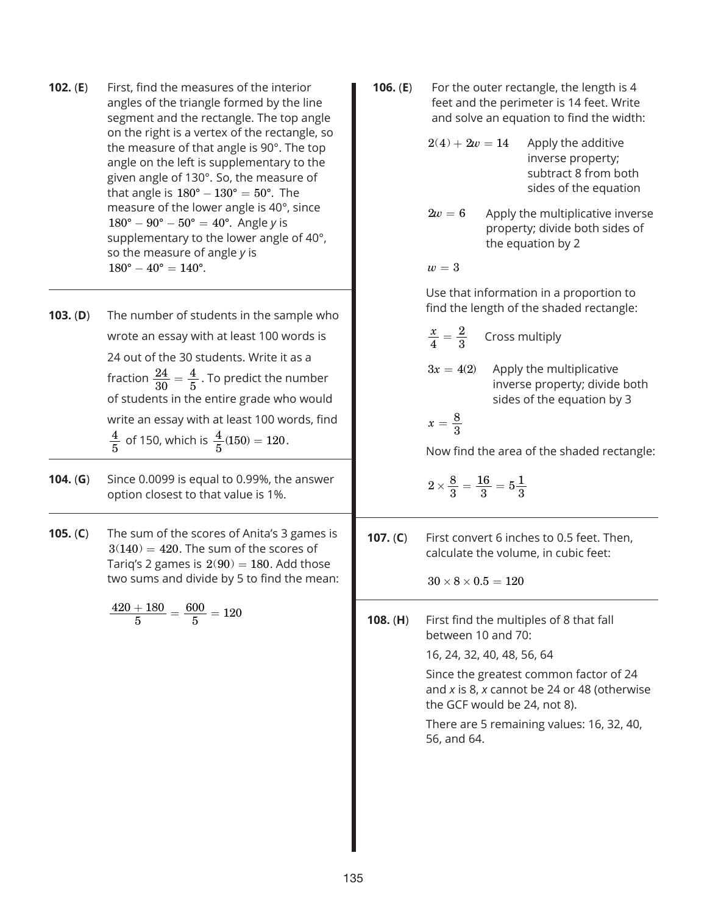**102. (E)** First, find the measures of the interior angles of the triangle formed by the line segment and the rectangle. The top angle on the right is a vertex of the rectangle, so the measure of that angle is 90°. The top angle on the left is supplementary to the given angle of 130°. So, the measure of that angle is $180° - 130° = 50°$. The measure of the lower angle is 40°, since $180° - 90° - 50° = 40°$. Angle *y* is supplementary to the lower angle of 40°, so the measure of angle *y* is $180° - 40° = 140°$.

**103. (D)** The number of students in the sample who wrote an essay with at least 100 words is 24 out of the 30 students. Write it as a fraction $\frac{24}{30} = \frac{4}{5}$. To predict the number of students in the entire grade who would write an essay with at least 100 words, find $\frac{4}{5}$ of 150, which is $\frac{4}{5}(150) = 120$.

**104. (G)** Since 0.0099 is equal to 0.99%, the answer option closest to that value is 1%.

**105. (C)** The sum of the scores of Anita's 3 games is $3(140) = 420$. The sum of the scores of Tariq's 2 games is $2(90) = 180$. Add those two sums and divide by 5 to find the mean:

$$\frac{420 + 180}{5} = \frac{600}{5} = 120$$

**106. (E)** For the outer rectangle, the length is 4 feet and the perimeter is 14 feet. Write and solve an equation to find the width:

$2(4) + 2w = 14$ Apply the additive inverse property; subtract 8 from both sides of the equation

$2w = 6$ Apply the multiplicative inverse property; divide both sides of the equation by 2

$w = 3$

Use that information in a proportion to find the length of the shaded rectangle:

$\frac{x}{4} = \frac{2}{3}$ Cross multiply

$3x = 4(2)$ Apply the multiplicative inverse property; divide both sides of the equation by 3

$x = \frac{8}{3}$

Now find the area of the shaded rectangle:

$$2 \times \frac{8}{3} = \frac{16}{3} = 5\frac{1}{3}$$

**107. (C)** First convert 6 inches to 0.5 feet. Then, calculate the volume, in cubic feet:

$$30 \times 8 \times 0.5 = 120$$

**108. (H)** First find the multiples of 8 that fall between 10 and 70:

16, 24, 32, 40, 48, 56, 64

Since the greatest common factor of 24 and *x* is 8, *x* cannot be 24 or 48 (otherwise the GCF would be 24, not 8).

There are 5 remaining values: 16, 32, 40, 56, and 64.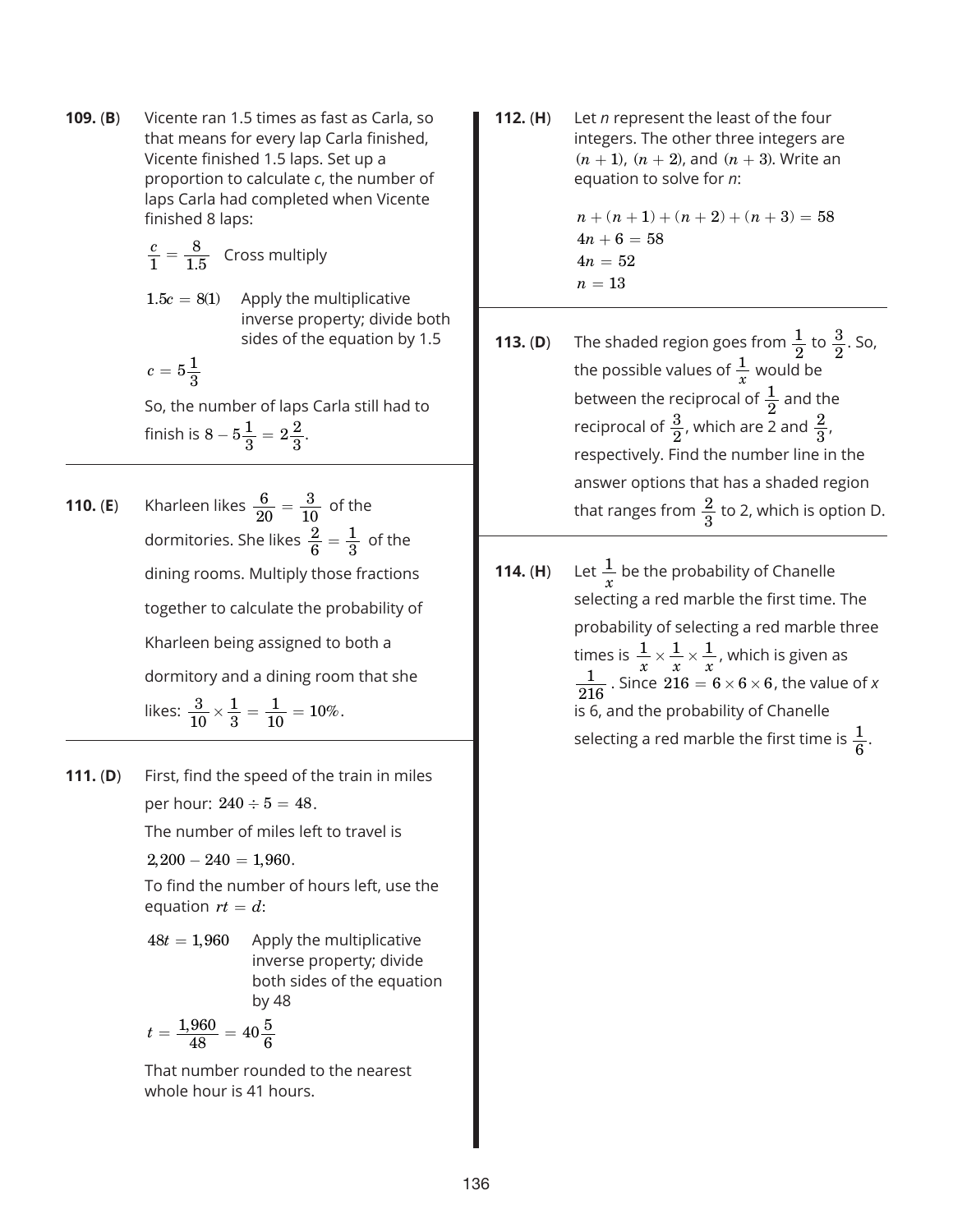**109. (B)** Vicente ran 1.5 times as fast as Carla, so that means for every lap Carla finished, Vicente finished 1.5 laps. Set up a proportion to calculate *c*, the number of laps Carla had completed when Vicente finished 8 laps:

$\frac{c}{1} = \frac{8}{1.5}$ Cross multiply

$1.5c = 8(1)$ Apply the multiplicative inverse property; divide both sides of the equation by 1.5

$c = 5\frac{1}{3}$

So, the number of laps Carla still had to finish is $8 - 5\frac{1}{3} = 2\frac{2}{3}$.

---

**110. (E)** Kharleen likes $\frac{6}{20} = \frac{3}{10}$ of the dormitories. She likes $\frac{2}{6} = \frac{1}{3}$ of the dining rooms. Multiply those fractions together to calculate the probability of Kharleen being assigned to both a dormitory and a dining room that she likes: $\frac{3}{10} \times \frac{1}{3} = \frac{1}{10} = 10\%$.

---

**111. (D)** First, find the speed of the train in miles per hour: $240 \div 5 = 48$.

The number of miles left to travel is $2{,}200 - 240 = 1{,}960$.

To find the number of hours left, use the equation $rt = d$:

$48t = 1{,}960$ Apply the multiplicative inverse property; divide both sides of the equation by 48

$t = \frac{1{,}960}{48} = 40\frac{5}{6}$

That number rounded to the nearest whole hour is 41 hours.

---

**112. (H)** Let *n* represent the least of the four integers. The other three integers are $(n + 1)$, $(n + 2)$, and $(n + 3)$. Write an equation to solve for *n*:

$$n + (n + 1) + (n + 2) + (n + 3) = 58$$
$$4n + 6 = 58$$
$$4n = 52$$
$$n = 13$$

---

**113. (D)** The shaded region goes from $\frac{1}{2}$ to $\frac{3}{2}$. So, the possible values of $\frac{1}{x}$ would be between the reciprocal of $\frac{1}{2}$ and the reciprocal of $\frac{3}{2}$, which are 2 and $\frac{2}{3}$, respectively. Find the number line in the answer options that has a shaded region that ranges from $\frac{2}{3}$ to 2, which is option D.

---

**114. (H)** Let $\frac{1}{x}$ be the probability of Chanelle selecting a red marble the first time. The probability of selecting a red marble three times is $\frac{1}{x} \times \frac{1}{x} \times \frac{1}{x}$, which is given as $\frac{1}{216}$. Since $216 = 6 \times 6 \times 6$, the value of *x* is 6, and the probability of Chanelle selecting a red marble the first time is $\frac{1}{6}$.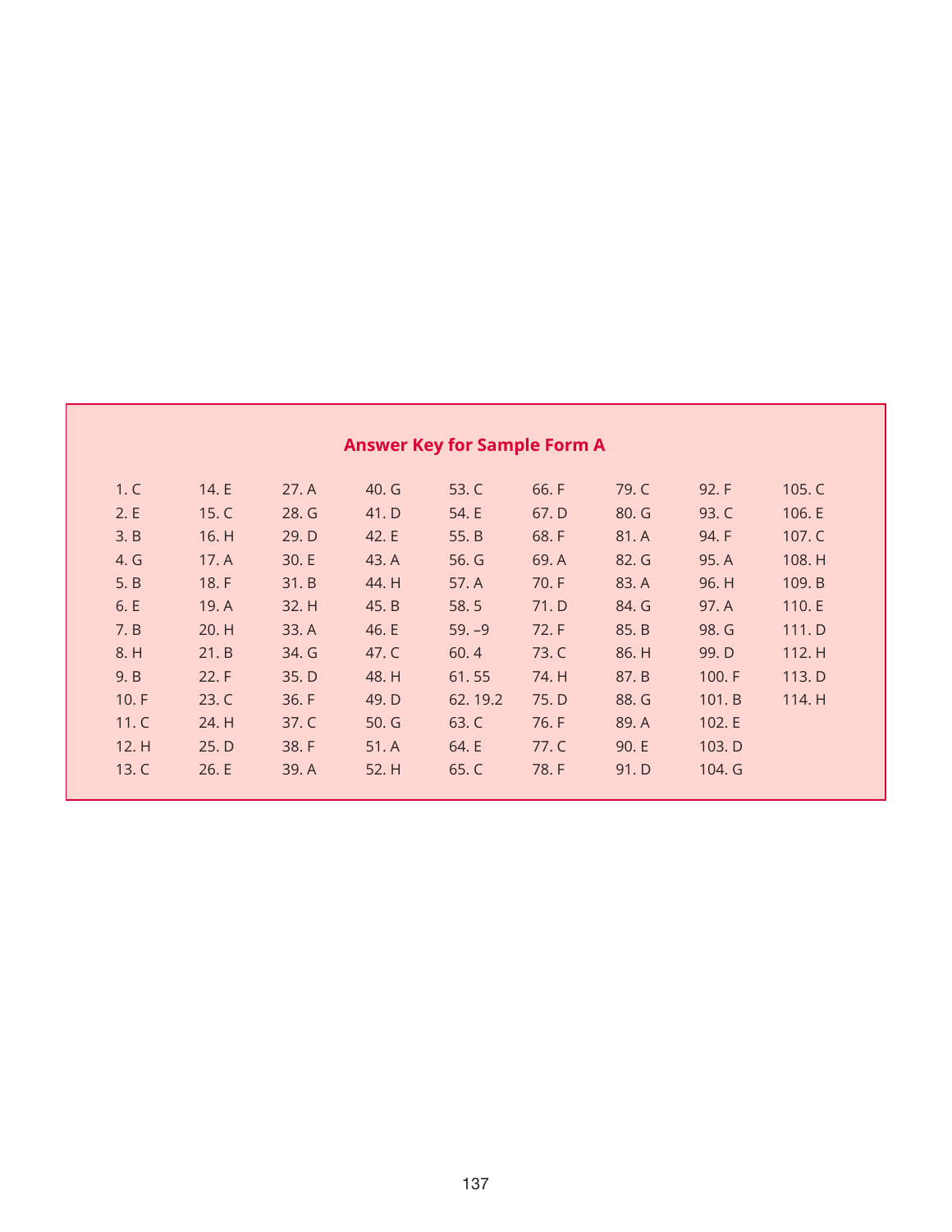## Answer Key for Sample Form A

| | | | | | | | | |
|---|---|---|---|---|---|---|---|---|
| 1. C | 14. E | 27. A | 40. G | 53. C | 66. F | 79. C | 92. F | 105. C |
| 2. E | 15. C | 28. G | 41. D | 54. E | 67. D | 80. G | 93. C | 106. E |
| 3. B | 16. H | 29. D | 42. E | 55. B | 68. F | 81. A | 94. F | 107. C |
| 4. G | 17. A | 30. E | 43. A | 56. G | 69. A | 82. G | 95. A | 108. H |
| 5. B | 18. F | 31. B | 44. H | 57. A | 70. F | 83. A | 96. H | 109. B |
| 6. E | 19. A | 32. H | 45. B | 58. 5 | 71. D | 84. G | 97. A | 110. E |
| 7. B | 20. H | 33. A | 46. E | 59. –9 | 72. F | 85. B | 98. G | 111. D |
| 8. H | 21. B | 34. G | 47. C | 60. 4 | 73. C | 86. H | 99. D | 112. H |
| 9. B | 22. F | 35. D | 48. H | 61. 55 | 74. H | 87. B | 100. F | 113. D |
| 10. F | 23. C | 36. F | 49. D | 62. 19.2 | 75. D | 88. G | 101. B | 114. H |
| 11. C | 24. H | 37. C | 50. G | 63. C | 76. F | 89. A | 102. E | |
| 12. H | 25. D | 38. F | 51. A | 64. E | 77. C | 90. E | 103. D | |
| 13. C | 26. E | 39. A | 52. H | 65. C | 78. F | 91. D | 104. G | |